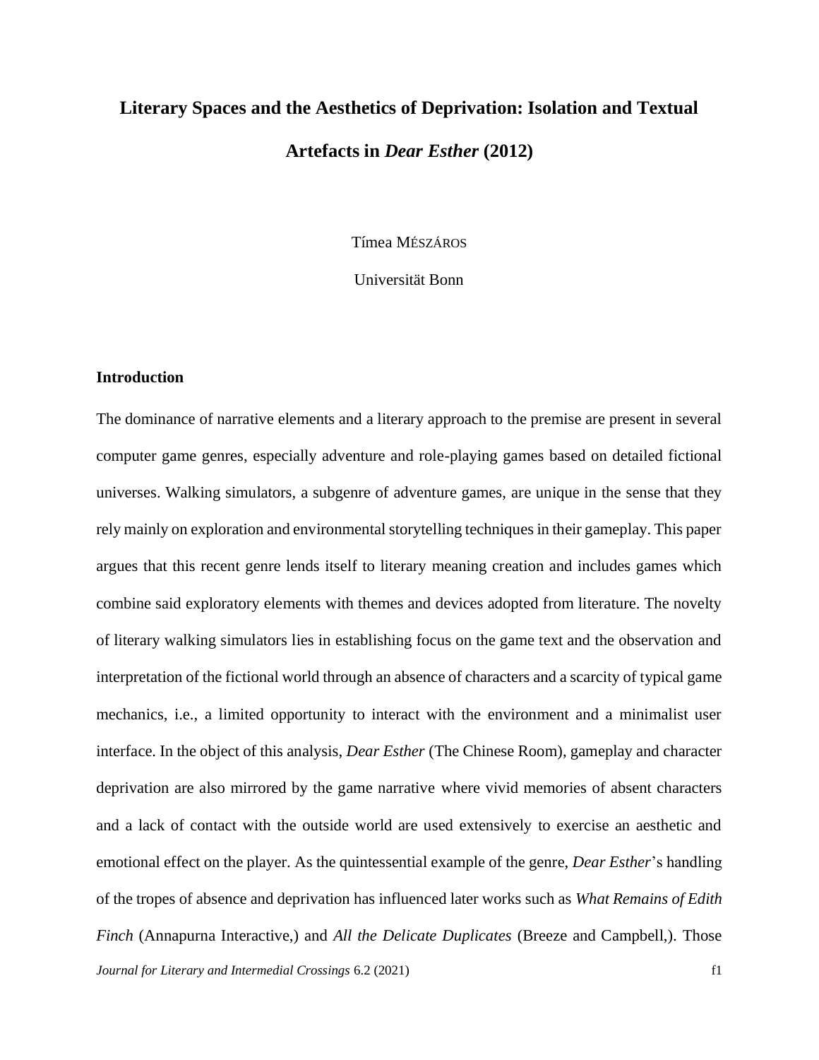# Literary Spaces and the Aesthetics of Deprivation: Isolation and Textual Artefacts in *Dear Esther* (2012)

Tímea MÉSZÁROS

Universität Bonn

## Introduction

The dominance of narrative elements and a literary approach to the premise are present in several computer game genres, especially adventure and role-playing games based on detailed fictional universes. Walking simulators, a subgenre of adventure games, are unique in the sense that they rely mainly on exploration and environmental storytelling techniques in their gameplay. This paper argues that this recent genre lends itself to literary meaning creation and includes games which combine said exploratory elements with themes and devices adopted from literature. The novelty of literary walking simulators lies in establishing focus on the game text and the observation and interpretation of the fictional world through an absence of characters and a scarcity of typical game mechanics, i.e., a limited opportunity to interact with the environment and a minimalist user interface. In the object of this analysis, *Dear Esther* (The Chinese Room), gameplay and character deprivation are also mirrored by the game narrative where vivid memories of absent characters and a lack of contact with the outside world are used extensively to exercise an aesthetic and emotional effect on the player. As the quintessential example of the genre, *Dear Esther*'s handling of the tropes of absence and deprivation has influenced later works such as *What Remains of Edith Finch* (Annapurna Interactive,) and *All the Delicate Duplicates* (Breeze and Campbell,). Those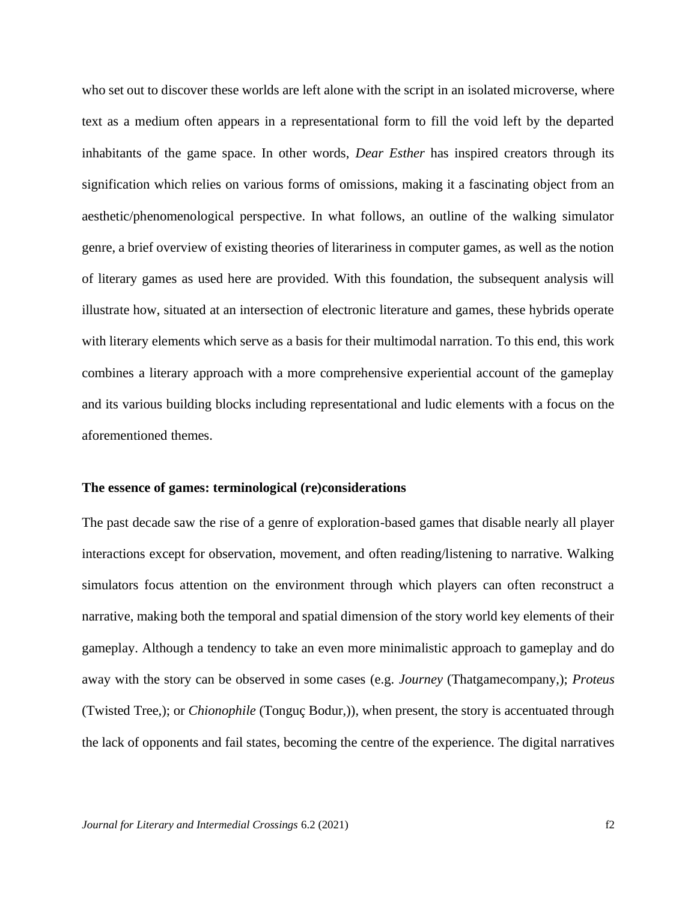who set out to discover these worlds are left alone with the script in an isolated microverse, where text as a medium often appears in a representational form to fill the void left by the departed inhabitants of the game space. In other words, *Dear Esther* has inspired creators through its signification which relies on various forms of omissions, making it a fascinating object from an aesthetic/phenomenological perspective. In what follows, an outline of the walking simulator genre, a brief overview of existing theories of literariness in computer games, as well as the notion of literary games as used here are provided. With this foundation, the subsequent analysis will illustrate how, situated at an intersection of electronic literature and games, these hybrids operate with literary elements which serve as a basis for their multimodal narration. To this end, this work combines a literary approach with a more comprehensive experiential account of the gameplay and its various building blocks including representational and ludic elements with a focus on the aforementioned themes.

## The essence of games: terminological (re)considerations

The past decade saw the rise of a genre of exploration-based games that disable nearly all player interactions except for observation, movement, and often reading/listening to narrative. Walking simulators focus attention on the environment through which players can often reconstruct a narrative, making both the temporal and spatial dimension of the story world key elements of their gameplay. Although a tendency to take an even more minimalistic approach to gameplay and do away with the story can be observed in some cases (e.g. *Journey* (Thatgamecompany,); *Proteus* (Twisted Tree,); or *Chionophile* (Tonguç Bodur,)), when present, the story is accentuated through the lack of opponents and fail states, becoming the centre of the experience. The digital narratives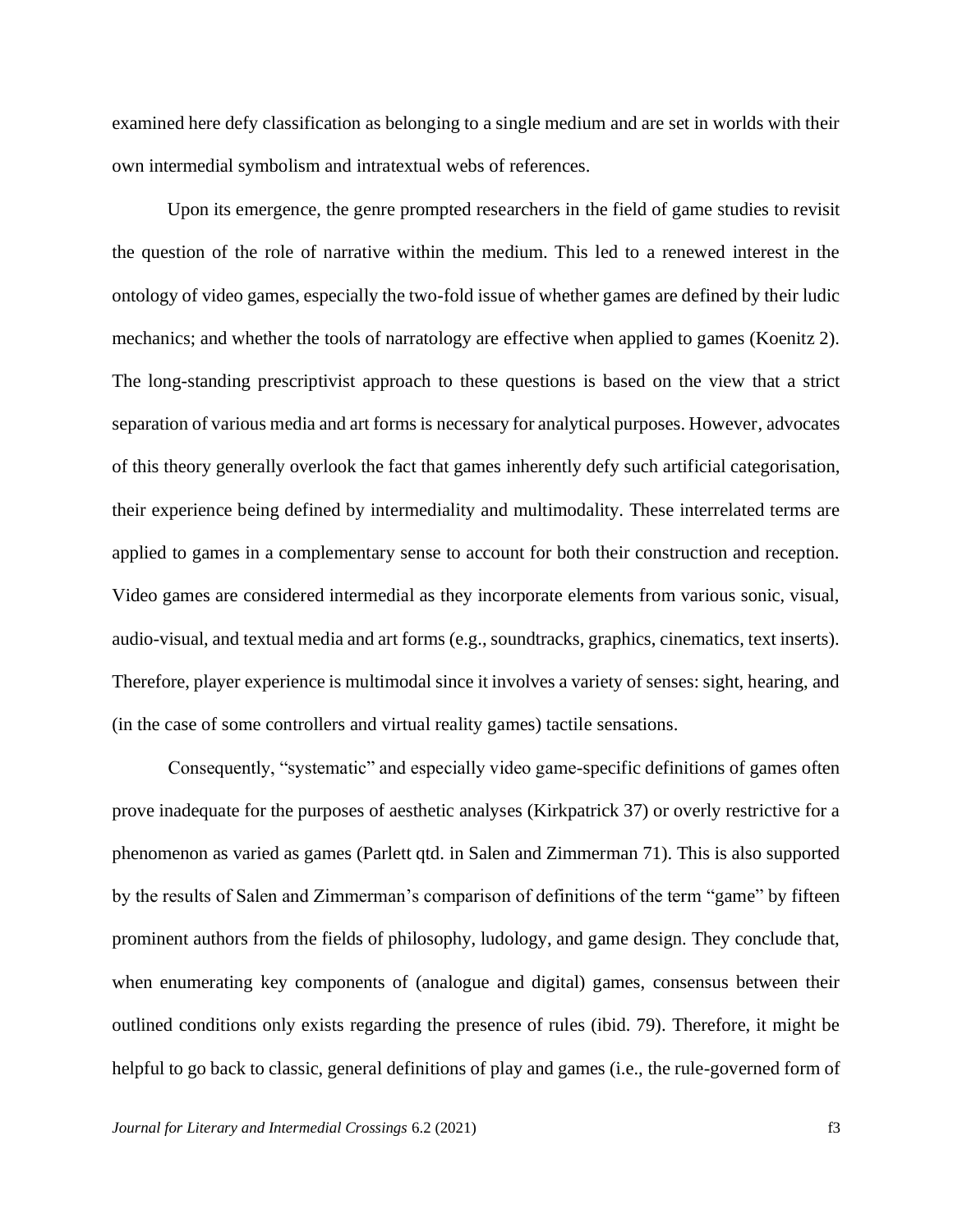examined here defy classification as belonging to a single medium and are set in worlds with their own intermedial symbolism and intratextual webs of references.

Upon its emergence, the genre prompted researchers in the field of game studies to revisit the question of the role of narrative within the medium. This led to a renewed interest in the ontology of video games, especially the two-fold issue of whether games are defined by their ludic mechanics; and whether the tools of narratology are effective when applied to games (Koenitz 2). The long-standing prescriptivist approach to these questions is based on the view that a strict separation of various media and art forms is necessary for analytical purposes. However, advocates of this theory generally overlook the fact that games inherently defy such artificial categorisation, their experience being defined by intermediality and multimodality. These interrelated terms are applied to games in a complementary sense to account for both their construction and reception. Video games are considered intermedial as they incorporate elements from various sonic, visual, audio-visual, and textual media and art forms (e.g., soundtracks, graphics, cinematics, text inserts). Therefore, player experience is multimodal since it involves a variety of senses: sight, hearing, and (in the case of some controllers and virtual reality games) tactile sensations.

Consequently, "systematic" and especially video game-specific definitions of games often prove inadequate for the purposes of aesthetic analyses (Kirkpatrick 37) or overly restrictive for a phenomenon as varied as games (Parlett qtd. in Salen and Zimmerman 71). This is also supported by the results of Salen and Zimmerman's comparison of definitions of the term "game" by fifteen prominent authors from the fields of philosophy, ludology, and game design. They conclude that, when enumerating key components of (analogue and digital) games, consensus between their outlined conditions only exists regarding the presence of rules (ibid. 79). Therefore, it might be helpful to go back to classic, general definitions of play and games (i.e., the rule-governed form of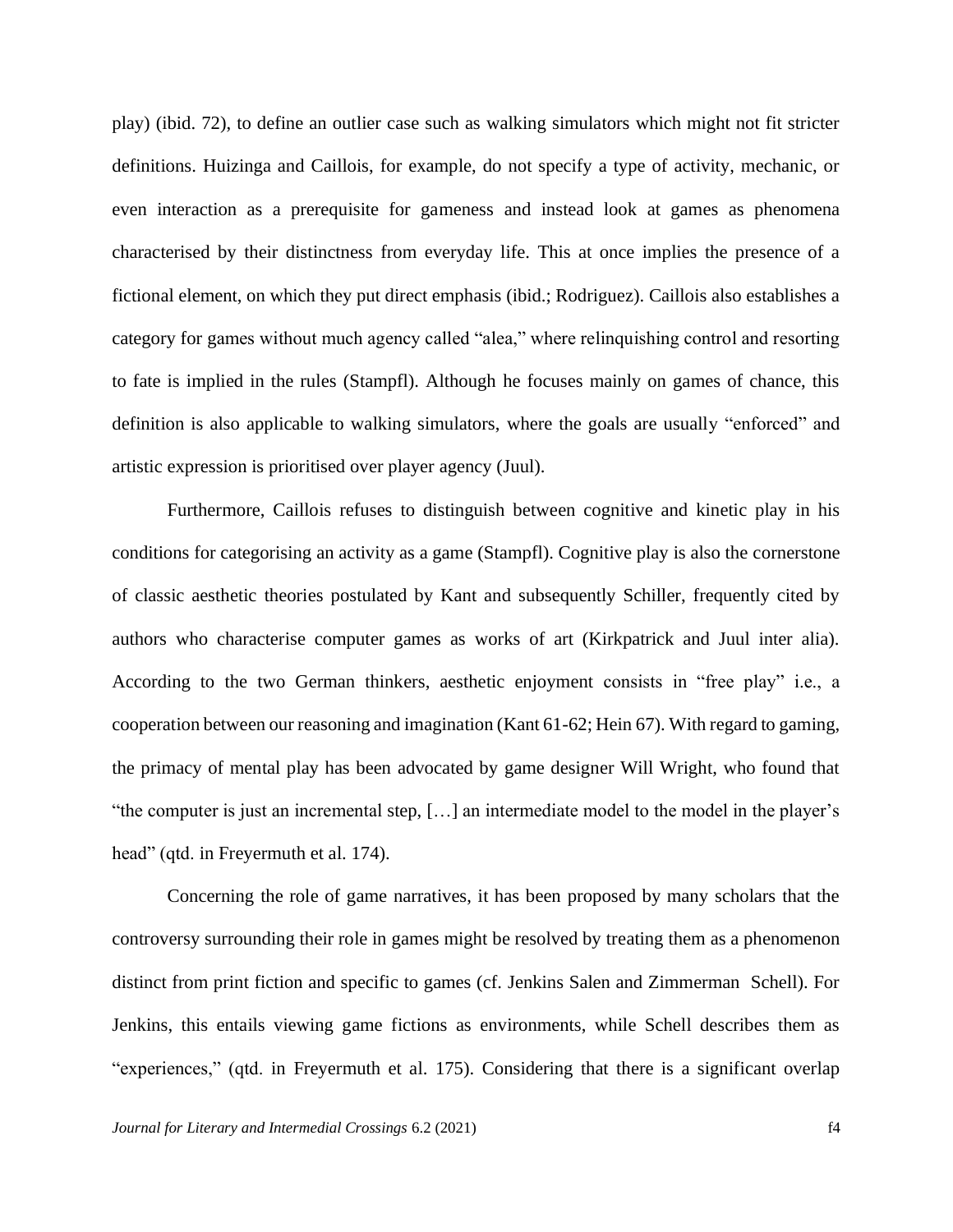play) (ibid. 72), to define an outlier case such as walking simulators which might not fit stricter definitions. Huizinga and Caillois, for example, do not specify a type of activity, mechanic, or even interaction as a prerequisite for gameness and instead look at games as phenomena characterised by their distinctness from everyday life. This at once implies the presence of a fictional element, on which they put direct emphasis (ibid.; Rodriguez). Caillois also establishes a category for games without much agency called "alea," where relinquishing control and resorting to fate is implied in the rules (Stampfl). Although he focuses mainly on games of chance, this definition is also applicable to walking simulators, where the goals are usually "enforced" and artistic expression is prioritised over player agency (Juul).

Furthermore, Caillois refuses to distinguish between cognitive and kinetic play in his conditions for categorising an activity as a game (Stampfl). Cognitive play is also the cornerstone of classic aesthetic theories postulated by Kant and subsequently Schiller, frequently cited by authors who characterise computer games as works of art (Kirkpatrick and Juul inter alia). According to the two German thinkers, aesthetic enjoyment consists in "free play" i.e., a cooperation between our reasoning and imagination (Kant 61-62; Hein 67). With regard to gaming, the primacy of mental play has been advocated by game designer Will Wright, who found that "the computer is just an incremental step, […] an intermediate model to the model in the player's head" (qtd. in Freyermuth et al. 174).

Concerning the role of game narratives, it has been proposed by many scholars that the controversy surrounding their role in games might be resolved by treating them as a phenomenon distinct from print fiction and specific to games (cf. Jenkins Salen and Zimmerman Schell). For Jenkins, this entails viewing game fictions as environments, while Schell describes them as "experiences," (qtd. in Freyermuth et al. 175). Considering that there is a significant overlap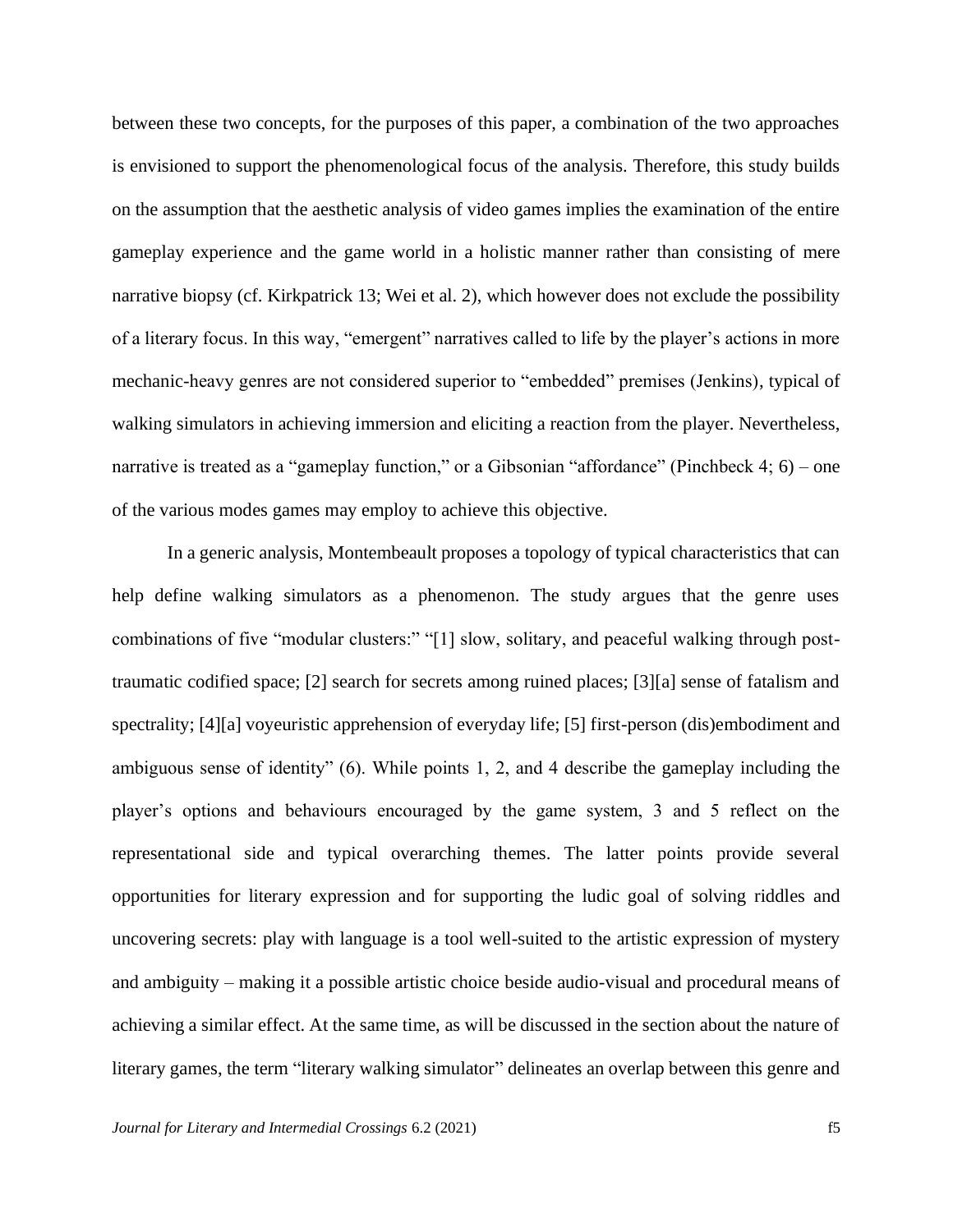between these two concepts, for the purposes of this paper, a combination of the two approaches is envisioned to support the phenomenological focus of the analysis. Therefore, this study builds on the assumption that the aesthetic analysis of video games implies the examination of the entire gameplay experience and the game world in a holistic manner rather than consisting of mere narrative biopsy (cf. Kirkpatrick 13; Wei et al. 2), which however does not exclude the possibility of a literary focus. In this way, "emergent" narratives called to life by the player's actions in more mechanic-heavy genres are not considered superior to "embedded" premises (Jenkins), typical of walking simulators in achieving immersion and eliciting a reaction from the player. Nevertheless, narrative is treated as a "gameplay function," or a Gibsonian "affordance" (Pinchbeck 4; 6) – one of the various modes games may employ to achieve this objective.

In a generic analysis, Montembeault proposes a topology of typical characteristics that can help define walking simulators as a phenomenon. The study argues that the genre uses combinations of five "modular clusters:" "[1] slow, solitary, and peaceful walking through post-traumatic codified space; [2] search for secrets among ruined places; [3][a] sense of fatalism and spectrality; [4][a] voyeuristic apprehension of everyday life; [5] first-person (dis)embodiment and ambiguous sense of identity" (6). While points 1, 2, and 4 describe the gameplay including the player's options and behaviours encouraged by the game system, 3 and 5 reflect on the representational side and typical overarching themes. The latter points provide several opportunities for literary expression and for supporting the ludic goal of solving riddles and uncovering secrets: play with language is a tool well-suited to the artistic expression of mystery and ambiguity – making it a possible artistic choice beside audio-visual and procedural means of achieving a similar effect. At the same time, as will be discussed in the section about the nature of literary games, the term "literary walking simulator" delineates an overlap between this genre and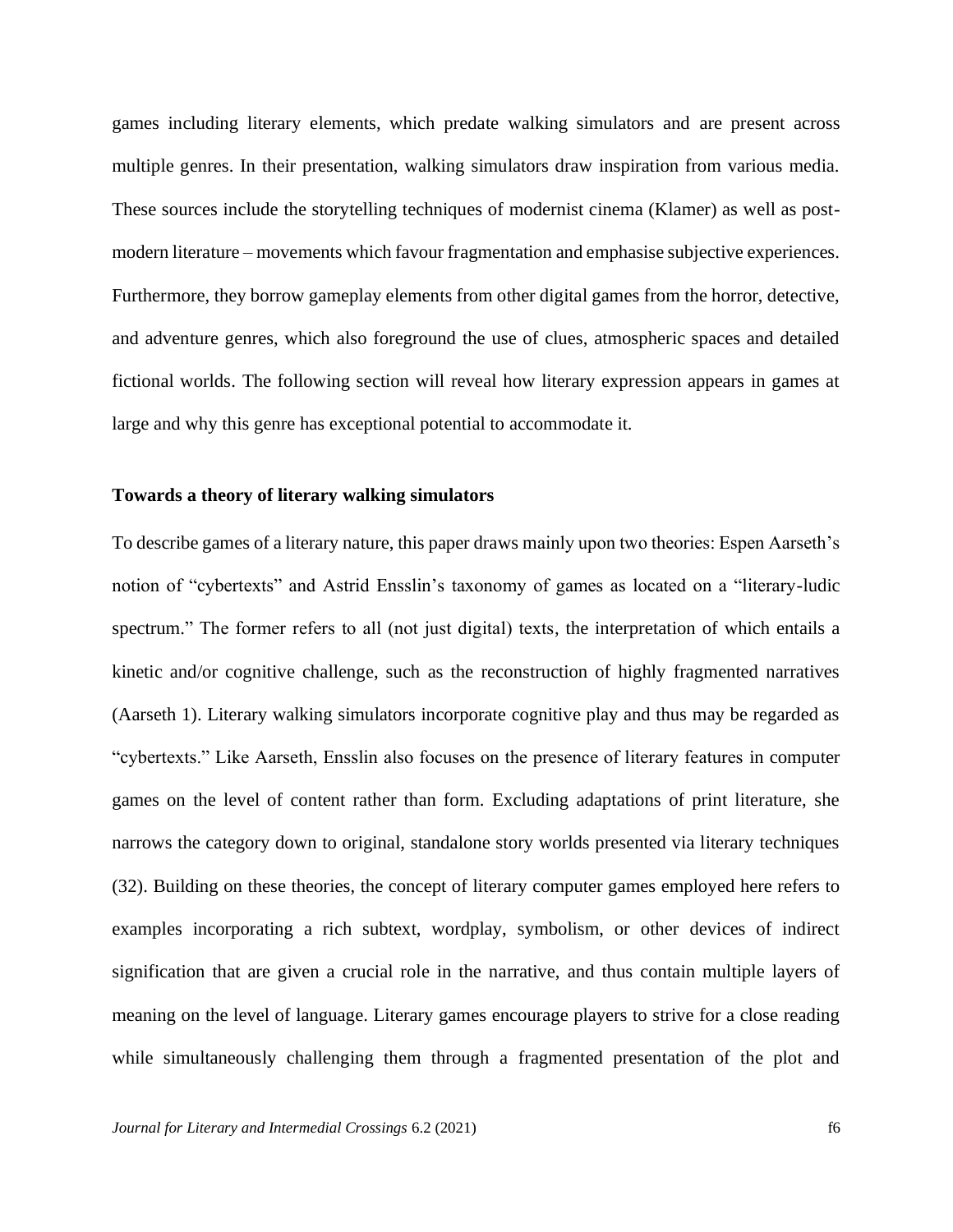games including literary elements, which predate walking simulators and are present across multiple genres. In their presentation, walking simulators draw inspiration from various media. These sources include the storytelling techniques of modernist cinema (Klamer) as well as post-modern literature – movements which favour fragmentation and emphasise subjective experiences. Furthermore, they borrow gameplay elements from other digital games from the horror, detective, and adventure genres, which also foreground the use of clues, atmospheric spaces and detailed fictional worlds. The following section will reveal how literary expression appears in games at large and why this genre has exceptional potential to accommodate it.

### Towards a theory of literary walking simulators

To describe games of a literary nature, this paper draws mainly upon two theories: Espen Aarseth's notion of "cybertexts" and Astrid Ensslin's taxonomy of games as located on a "literary-ludic spectrum." The former refers to all (not just digital) texts, the interpretation of which entails a kinetic and/or cognitive challenge, such as the reconstruction of highly fragmented narratives (Aarseth 1). Literary walking simulators incorporate cognitive play and thus may be regarded as "cybertexts." Like Aarseth, Ensslin also focuses on the presence of literary features in computer games on the level of content rather than form. Excluding adaptations of print literature, she narrows the category down to original, standalone story worlds presented via literary techniques (32). Building on these theories, the concept of literary computer games employed here refers to examples incorporating a rich subtext, wordplay, symbolism, or other devices of indirect signification that are given a crucial role in the narrative, and thus contain multiple layers of meaning on the level of language. Literary games encourage players to strive for a close reading while simultaneously challenging them through a fragmented presentation of the plot and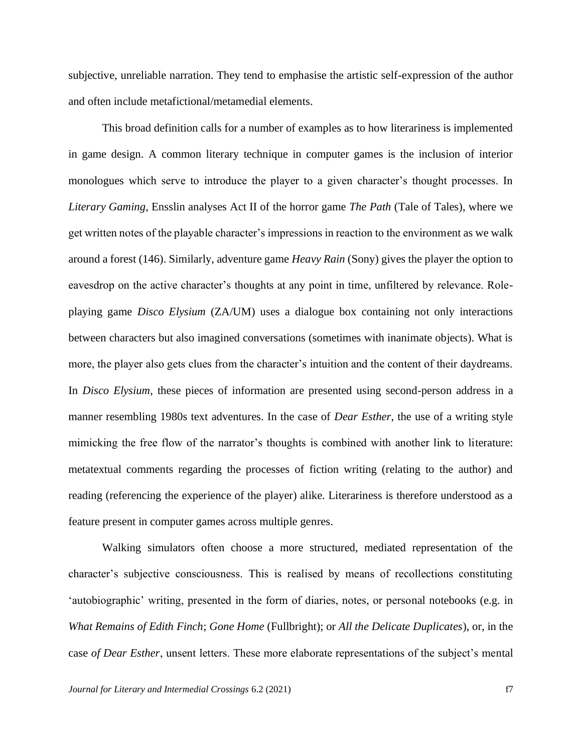subjective, unreliable narration. They tend to emphasise the artistic self-expression of the author and often include metafictional/metamedial elements.

This broad definition calls for a number of examples as to how literariness is implemented in game design. A common literary technique in computer games is the inclusion of interior monologues which serve to introduce the player to a given character's thought processes. In *Literary Gaming*, Ensslin analyses Act II of the horror game *The Path* (Tale of Tales), where we get written notes of the playable character's impressions in reaction to the environment as we walk around a forest (146). Similarly, adventure game *Heavy Rain* (Sony) gives the player the option to eavesdrop on the active character's thoughts at any point in time, unfiltered by relevance. Role-playing game *Disco Elysium* (ZA/UM) uses a dialogue box containing not only interactions between characters but also imagined conversations (sometimes with inanimate objects). What is more, the player also gets clues from the character's intuition and the content of their daydreams. In *Disco Elysium*, these pieces of information are presented using second-person address in a manner resembling 1980s text adventures. In the case of *Dear Esther*, the use of a writing style mimicking the free flow of the narrator's thoughts is combined with another link to literature: metatextual comments regarding the processes of fiction writing (relating to the author) and reading (referencing the experience of the player) alike. Literariness is therefore understood as a feature present in computer games across multiple genres.

Walking simulators often choose a more structured, mediated representation of the character's subjective consciousness. This is realised by means of recollections constituting 'autobiographic' writing, presented in the form of diaries, notes, or personal notebooks (e.g. in *What Remains of Edith Finch*; *Gone Home* (Fullbright); or *All the Delicate Duplicates*), or, in the case *of Dear Esther*, unsent letters. These more elaborate representations of the subject's mental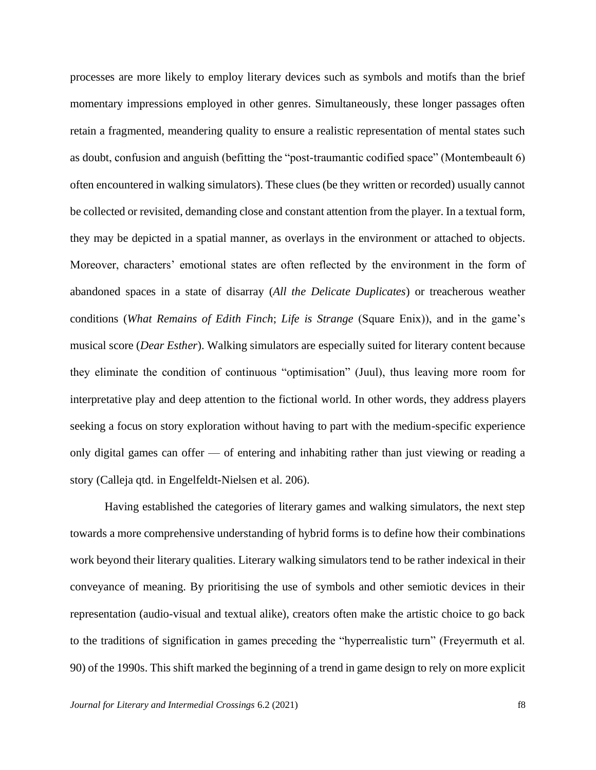processes are more likely to employ literary devices such as symbols and motifs than the brief momentary impressions employed in other genres. Simultaneously, these longer passages often retain a fragmented, meandering quality to ensure a realistic representation of mental states such as doubt, confusion and anguish (befitting the "post-traumantic codified space" (Montembeault 6) often encountered in walking simulators). These clues (be they written or recorded) usually cannot be collected or revisited, demanding close and constant attention from the player. In a textual form, they may be depicted in a spatial manner, as overlays in the environment or attached to objects. Moreover, characters' emotional states are often reflected by the environment in the form of abandoned spaces in a state of disarray (*All the Delicate Duplicates*) or treacherous weather conditions (*What Remains of Edith Finch*; *Life is Strange* (Square Enix)), and in the game's musical score (*Dear Esther*). Walking simulators are especially suited for literary content because they eliminate the condition of continuous "optimisation" (Juul), thus leaving more room for interpretative play and deep attention to the fictional world. In other words, they address players seeking a focus on story exploration without having to part with the medium-specific experience only digital games can offer — of entering and inhabiting rather than just viewing or reading a story (Calleja qtd. in Engelfeldt-Nielsen et al. 206).

Having established the categories of literary games and walking simulators, the next step towards a more comprehensive understanding of hybrid forms is to define how their combinations work beyond their literary qualities. Literary walking simulators tend to be rather indexical in their conveyance of meaning. By prioritising the use of symbols and other semiotic devices in their representation (audio-visual and textual alike), creators often make the artistic choice to go back to the traditions of signification in games preceding the "hyperrealistic turn" (Freyermuth et al. 90) of the 1990s. This shift marked the beginning of a trend in game design to rely on more explicit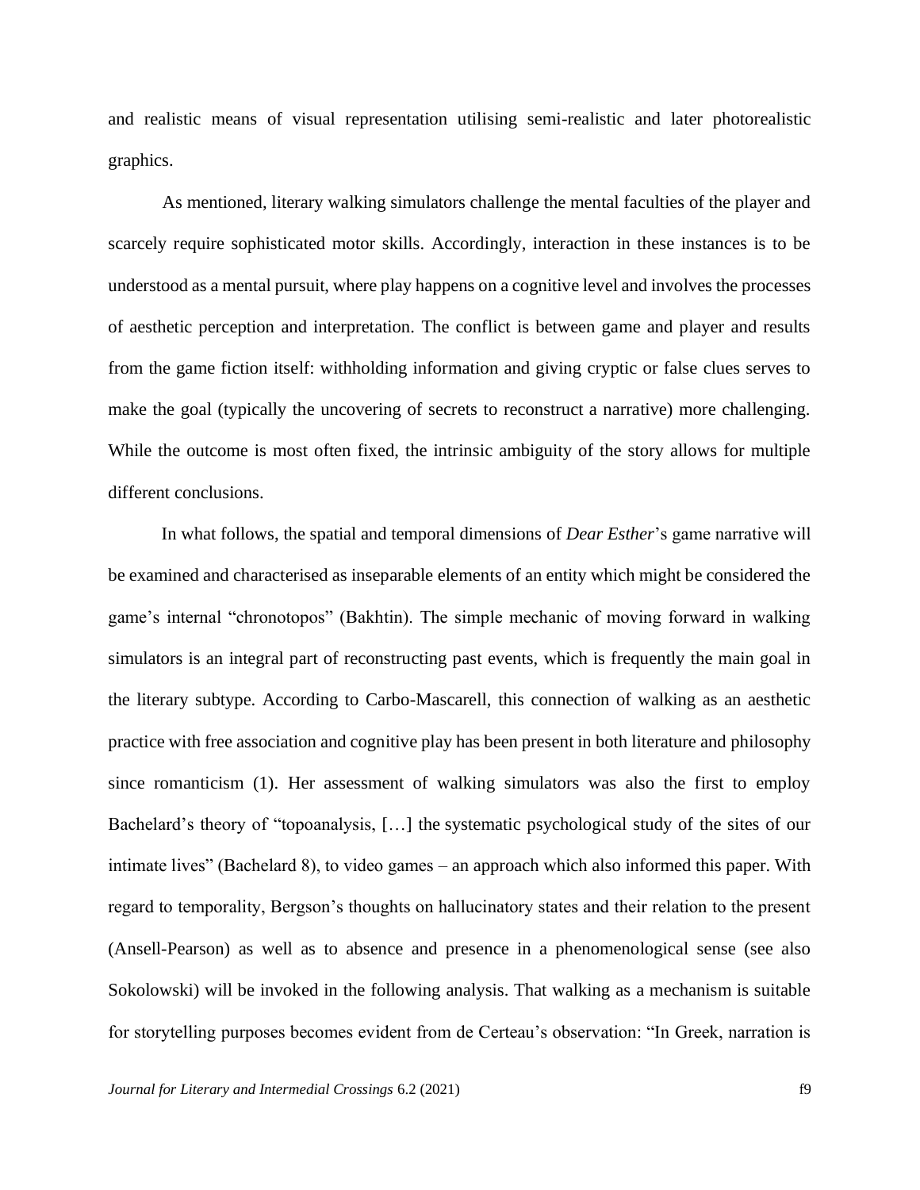and realistic means of visual representation utilising semi-realistic and later photorealistic graphics.

As mentioned, literary walking simulators challenge the mental faculties of the player and scarcely require sophisticated motor skills. Accordingly, interaction in these instances is to be understood as a mental pursuit, where play happens on a cognitive level and involves the processes of aesthetic perception and interpretation. The conflict is between game and player and results from the game fiction itself: withholding information and giving cryptic or false clues serves to make the goal (typically the uncovering of secrets to reconstruct a narrative) more challenging. While the outcome is most often fixed, the intrinsic ambiguity of the story allows for multiple different conclusions.

In what follows, the spatial and temporal dimensions of *Dear Esther*'s game narrative will be examined and characterised as inseparable elements of an entity which might be considered the game's internal "chronotopos" (Bakhtin). The simple mechanic of moving forward in walking simulators is an integral part of reconstructing past events, which is frequently the main goal in the literary subtype. According to Carbo-Mascarell, this connection of walking as an aesthetic practice with free association and cognitive play has been present in both literature and philosophy since romanticism (1). Her assessment of walking simulators was also the first to employ Bachelard's theory of "topoanalysis, […] the systematic psychological study of the sites of our intimate lives" (Bachelard 8), to video games – an approach which also informed this paper. With regard to temporality, Bergson's thoughts on hallucinatory states and their relation to the present (Ansell-Pearson) as well as to absence and presence in a phenomenological sense (see also Sokolowski) will be invoked in the following analysis. That walking as a mechanism is suitable for storytelling purposes becomes evident from de Certeau's observation: "In Greek, narration is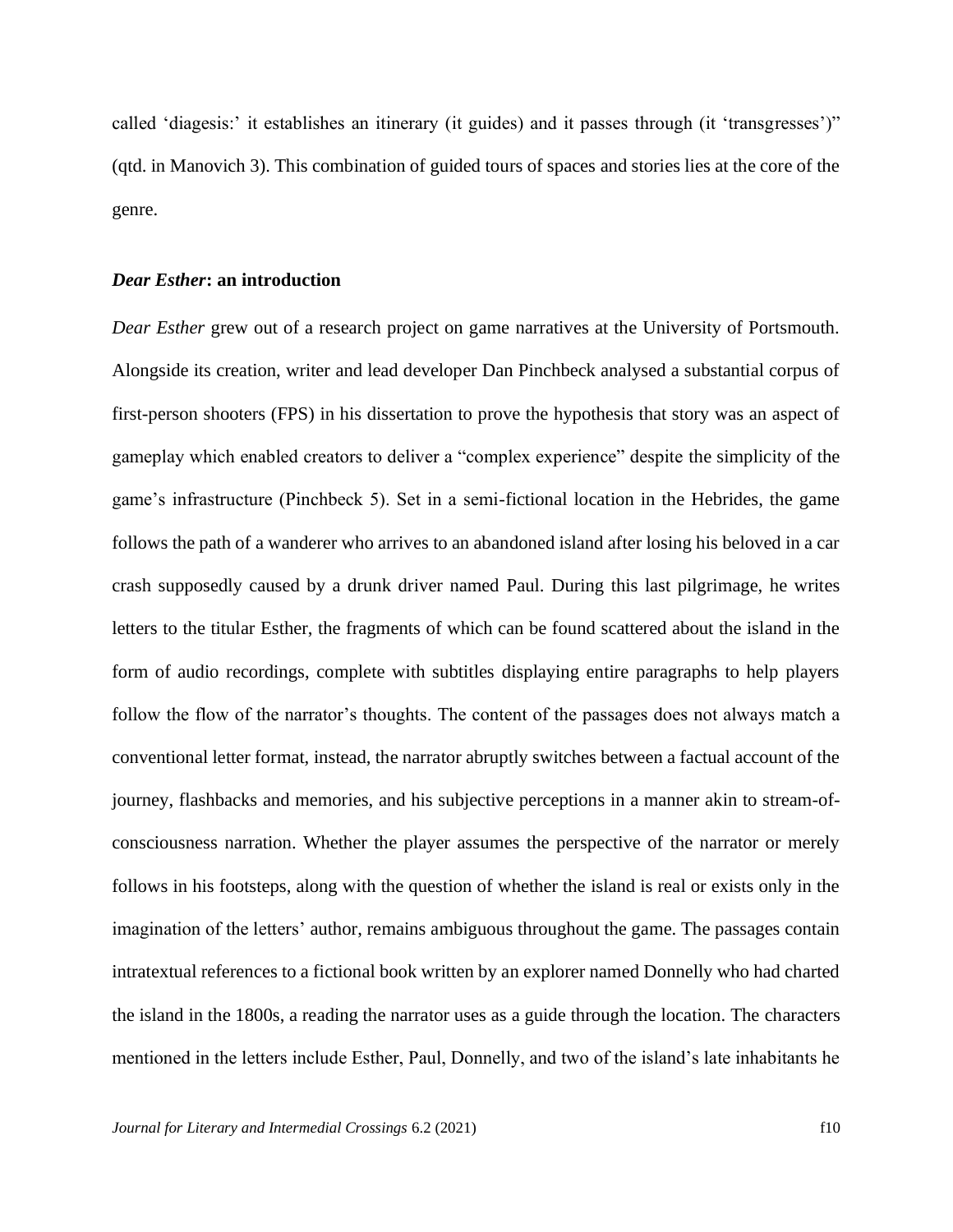called 'diagesis:' it establishes an itinerary (it guides) and it passes through (it 'transgresses')" (qtd. in Manovich 3). This combination of guided tours of spaces and stories lies at the core of the genre.

### *Dear Esther*: an introduction

*Dear Esther* grew out of a research project on game narratives at the University of Portsmouth. Alongside its creation, writer and lead developer Dan Pinchbeck analysed a substantial corpus of first-person shooters (FPS) in his dissertation to prove the hypothesis that story was an aspect of gameplay which enabled creators to deliver a "complex experience" despite the simplicity of the game's infrastructure (Pinchbeck 5). Set in a semi-fictional location in the Hebrides, the game follows the path of a wanderer who arrives to an abandoned island after losing his beloved in a car crash supposedly caused by a drunk driver named Paul. During this last pilgrimage, he writes letters to the titular Esther, the fragments of which can be found scattered about the island in the form of audio recordings, complete with subtitles displaying entire paragraphs to help players follow the flow of the narrator's thoughts. The content of the passages does not always match a conventional letter format, instead, the narrator abruptly switches between a factual account of the journey, flashbacks and memories, and his subjective perceptions in a manner akin to stream-of-consciousness narration. Whether the player assumes the perspective of the narrator or merely follows in his footsteps, along with the question of whether the island is real or exists only in the imagination of the letters' author, remains ambiguous throughout the game. The passages contain intratextual references to a fictional book written by an explorer named Donnelly who had charted the island in the 1800s, a reading the narrator uses as a guide through the location. The characters mentioned in the letters include Esther, Paul, Donnelly, and two of the island's late inhabitants he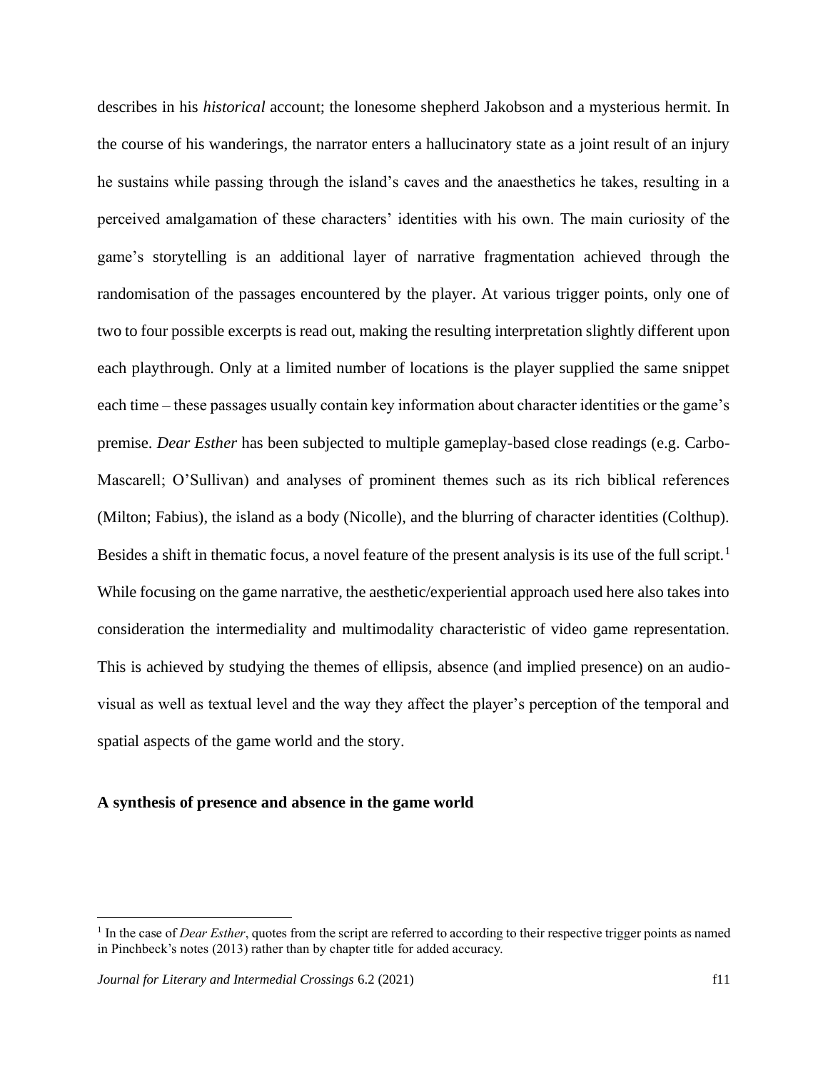describes in his *historical* account; the lonesome shepherd Jakobson and a mysterious hermit. In the course of his wanderings, the narrator enters a hallucinatory state as a joint result of an injury he sustains while passing through the island's caves and the anaesthetics he takes, resulting in a perceived amalgamation of these characters' identities with his own. The main curiosity of the game's storytelling is an additional layer of narrative fragmentation achieved through the randomisation of the passages encountered by the player. At various trigger points, only one of two to four possible excerpts is read out, making the resulting interpretation slightly different upon each playthrough. Only at a limited number of locations is the player supplied the same snippet each time – these passages usually contain key information about character identities or the game's premise. *Dear Esther* has been subjected to multiple gameplay-based close readings (e.g. Carbo-Mascarell; O'Sullivan) and analyses of prominent themes such as its rich biblical references (Milton; Fabius), the island as a body (Nicolle), and the blurring of character identities (Colthup). Besides a shift in thematic focus, a novel feature of the present analysis is its use of the full script.[1] While focusing on the game narrative, the aesthetic/experiential approach used here also takes into consideration the intermediality and multimodality characteristic of video game representation. This is achieved by studying the themes of ellipsis, absence (and implied presence) on an audio-visual as well as textual level and the way they affect the player's perception of the temporal and spatial aspects of the game world and the story.

### A synthesis of presence and absence in the game world

[1] In the case of *Dear Esther*, quotes from the script are referred to according to their respective trigger points as named in Pinchbeck's notes (2013) rather than by chapter title for added accuracy.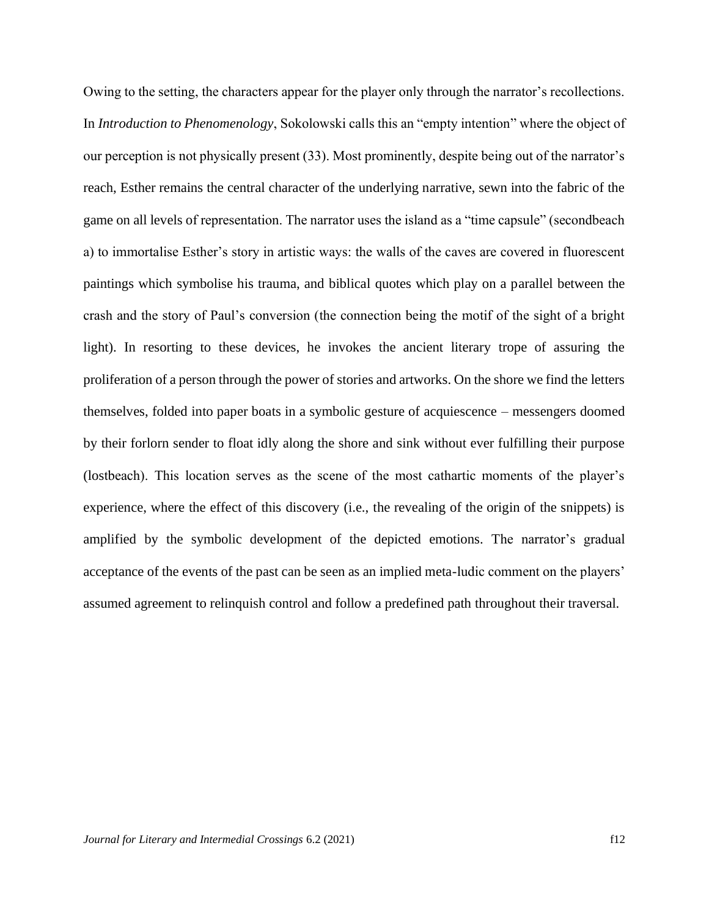Owing to the setting, the characters appear for the player only through the narrator's recollections. In *Introduction to Phenomenology*, Sokolowski calls this an "empty intention" where the object of our perception is not physically present (33). Most prominently, despite being out of the narrator's reach, Esther remains the central character of the underlying narrative, sewn into the fabric of the game on all levels of representation. The narrator uses the island as a "time capsule" (secondbeach a) to immortalise Esther's story in artistic ways: the walls of the caves are covered in fluorescent paintings which symbolise his trauma, and biblical quotes which play on a parallel between the crash and the story of Paul's conversion (the connection being the motif of the sight of a bright light). In resorting to these devices, he invokes the ancient literary trope of assuring the proliferation of a person through the power of stories and artworks. On the shore we find the letters themselves, folded into paper boats in a symbolic gesture of acquiescence – messengers doomed by their forlorn sender to float idly along the shore and sink without ever fulfilling their purpose (lostbeach). This location serves as the scene of the most cathartic moments of the player's experience, where the effect of this discovery (i.e., the revealing of the origin of the snippets) is amplified by the symbolic development of the depicted emotions. The narrator's gradual acceptance of the events of the past can be seen as an implied meta-ludic comment on the players' assumed agreement to relinquish control and follow a predefined path throughout their traversal.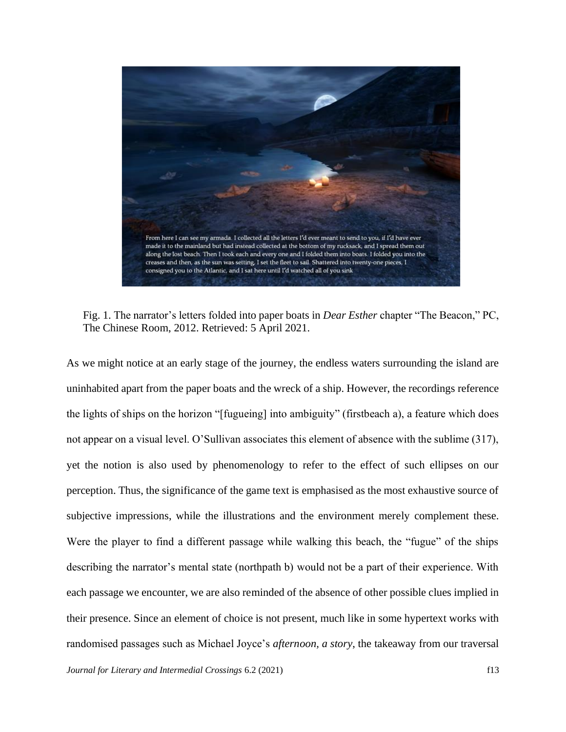Fig. 1. The narrator's letters folded into paper boats in *Dear Esther* chapter "The Beacon," PC, The Chinese Room, 2012. Retrieved: 5 April 2021.

As we might notice at an early stage of the journey, the endless waters surrounding the island are uninhabited apart from the paper boats and the wreck of a ship. However, the recordings reference the lights of ships on the horizon "[fugueing] into ambiguity" (firstbeach a), a feature which does not appear on a visual level. O'Sullivan associates this element of absence with the sublime (317), yet the notion is also used by phenomenology to refer to the effect of such ellipses on our perception. Thus, the significance of the game text is emphasised as the most exhaustive source of subjective impressions, while the illustrations and the environment merely complement these. Were the player to find a different passage while walking this beach, the "fugue" of the ships describing the narrator's mental state (northpath b) would not be a part of their experience. With each passage we encounter, we are also reminded of the absence of other possible clues implied in their presence. Since an element of choice is not present, much like in some hypertext works with randomised passages such as Michael Joyce's *afternoon, a story*, the takeaway from our traversal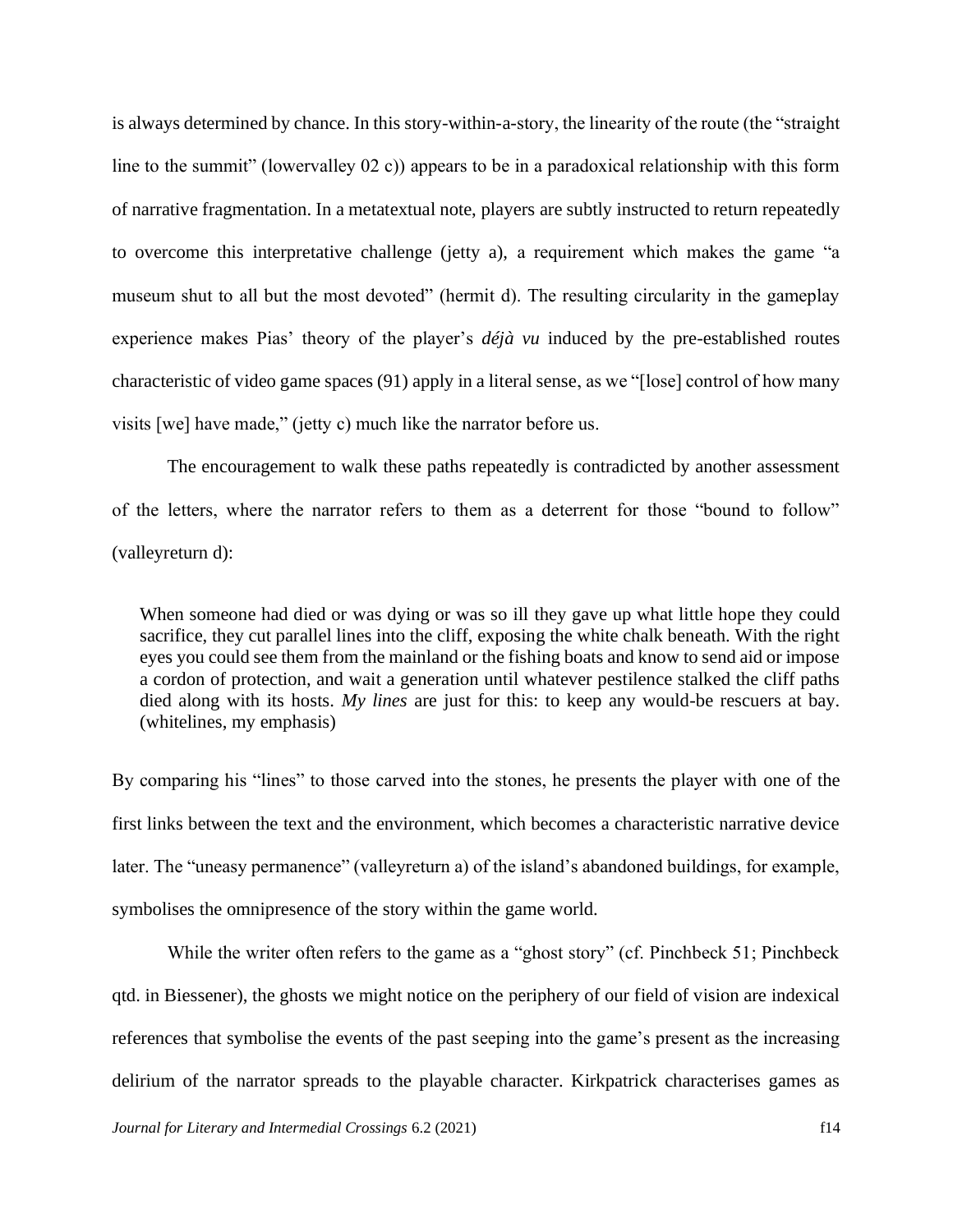is always determined by chance. In this story-within-a-story, the linearity of the route (the "straight line to the summit" (lowervalley 02 c)) appears to be in a paradoxical relationship with this form of narrative fragmentation. In a metatextual note, players are subtly instructed to return repeatedly to overcome this interpretative challenge (jetty a), a requirement which makes the game "a museum shut to all but the most devoted" (hermit d). The resulting circularity in the gameplay experience makes Pias' theory of the player's *déjà vu* induced by the pre-established routes characteristic of video game spaces (91) apply in a literal sense, as we "[lose] control of how many visits [we] have made," (jetty c) much like the narrator before us.

The encouragement to walk these paths repeatedly is contradicted by another assessment of the letters, where the narrator refers to them as a deterrent for those "bound to follow" (valleyreturn d):

> When someone had died or was dying or was so ill they gave up what little hope they could sacrifice, they cut parallel lines into the cliff, exposing the white chalk beneath. With the right eyes you could see them from the mainland or the fishing boats and know to send aid or impose a cordon of protection, and wait a generation until whatever pestilence stalked the cliff paths died along with its hosts. *My lines* are just for this: to keep any would-be rescuers at bay. (whitelines, my emphasis)

By comparing his "lines" to those carved into the stones, he presents the player with one of the first links between the text and the environment, which becomes a characteristic narrative device later. The "uneasy permanence" (valleyreturn a) of the island's abandoned buildings, for example, symbolises the omnipresence of the story within the game world.

While the writer often refers to the game as a "ghost story" (cf. Pinchbeck 51; Pinchbeck qtd. in Biessener), the ghosts we might notice on the periphery of our field of vision are indexical references that symbolise the events of the past seeping into the game's present as the increasing delirium of the narrator spreads to the playable character. Kirkpatrick characterises games as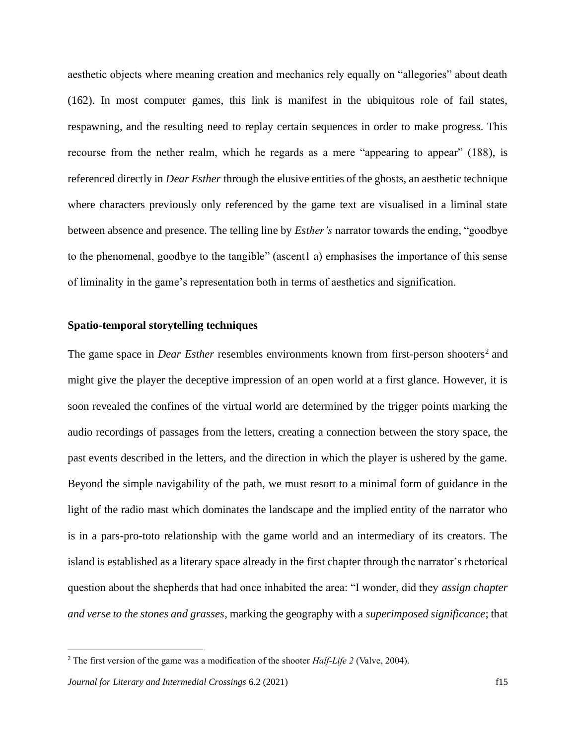aesthetic objects where meaning creation and mechanics rely equally on “allegories” about death (162). In most computer games, this link is manifest in the ubiquitous role of fail states, respawning, and the resulting need to replay certain sequences in order to make progress. This recourse from the nether realm, which he regards as a mere “appearing to appear” (188), is referenced directly in *Dear Esther* through the elusive entities of the ghosts, an aesthetic technique where characters previously only referenced by the game text are visualised in a liminal state between absence and presence. The telling line by *Esther’s* narrator towards the ending, “goodbye to the phenomenal, goodbye to the tangible” (ascent1 a) emphasises the importance of this sense of liminality in the game’s representation both in terms of aesthetics and signification.

**Spatio-temporal storytelling techniques**

The game space in *Dear Esther* resembles environments known from first-person shooters[2] and might give the player the deceptive impression of an open world at a first glance. However, it is soon revealed the confines of the virtual world are determined by the trigger points marking the audio recordings of passages from the letters, creating a connection between the story space, the past events described in the letters, and the direction in which the player is ushered by the game. Beyond the simple navigability of the path, we must resort to a minimal form of guidance in the light of the radio mast which dominates the landscape and the implied entity of the narrator who is in a pars-pro-toto relationship with the game world and an intermediary of its creators. The island is established as a literary space already in the first chapter through the narrator’s rhetorical question about the shepherds that had once inhabited the area: “I wonder, did they *assign chapter and verse to the stones and grasses*, marking the geography with a *superimposed significance*; that

[2] The first version of the game was a modification of the shooter *Half-Life 2* (Valve, 2004).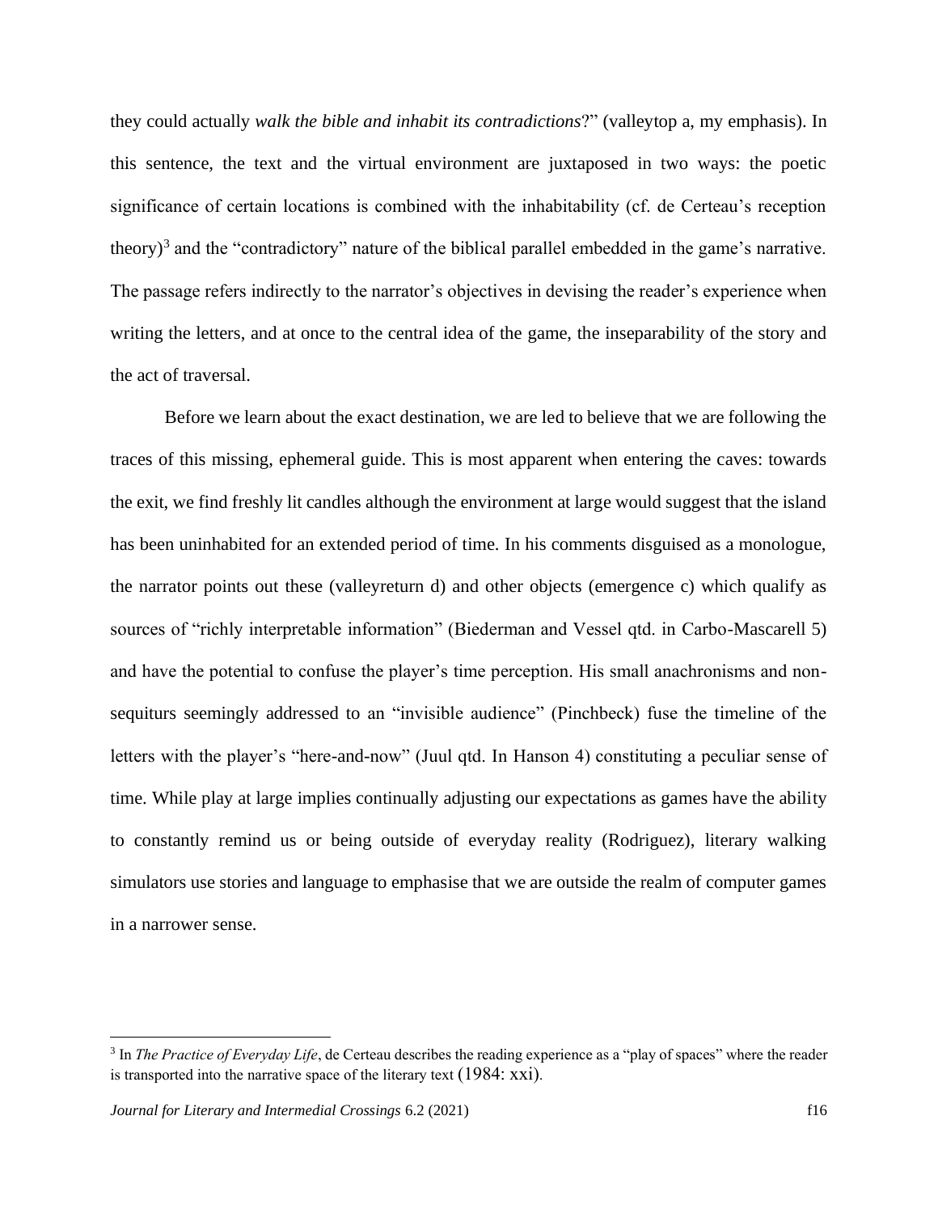they could actually *walk the bible and inhabit its contradictions*?" (valleytop a, my emphasis). In this sentence, the text and the virtual environment are juxtaposed in two ways: the poetic significance of certain locations is combined with the inhabitability (cf. de Certeau's reception theory)[3] and the "contradictory" nature of the biblical parallel embedded in the game's narrative. The passage refers indirectly to the narrator's objectives in devising the reader's experience when writing the letters, and at once to the central idea of the game, the inseparability of the story and the act of traversal.

Before we learn about the exact destination, we are led to believe that we are following the traces of this missing, ephemeral guide. This is most apparent when entering the caves: towards the exit, we find freshly lit candles although the environment at large would suggest that the island has been uninhabited for an extended period of time. In his comments disguised as a monologue, the narrator points out these (valleyreturn d) and other objects (emergence c) which qualify as sources of "richly interpretable information" (Biederman and Vessel qtd. in Carbo-Mascarell 5) and have the potential to confuse the player's time perception. His small anachronisms and non-sequiturs seemingly addressed to an "invisible audience" (Pinchbeck) fuse the timeline of the letters with the player's "here-and-now" (Juul qtd. In Hanson 4) constituting a peculiar sense of time. While play at large implies continually adjusting our expectations as games have the ability to constantly remind us or being outside of everyday reality (Rodriguez), literary walking simulators use stories and language to emphasise that we are outside the realm of computer games in a narrower sense.

---

[3] In *The Practice of Everyday Life*, de Certeau describes the reading experience as a "play of spaces" where the reader is transported into the narrative space of the literary text (1984: xxi).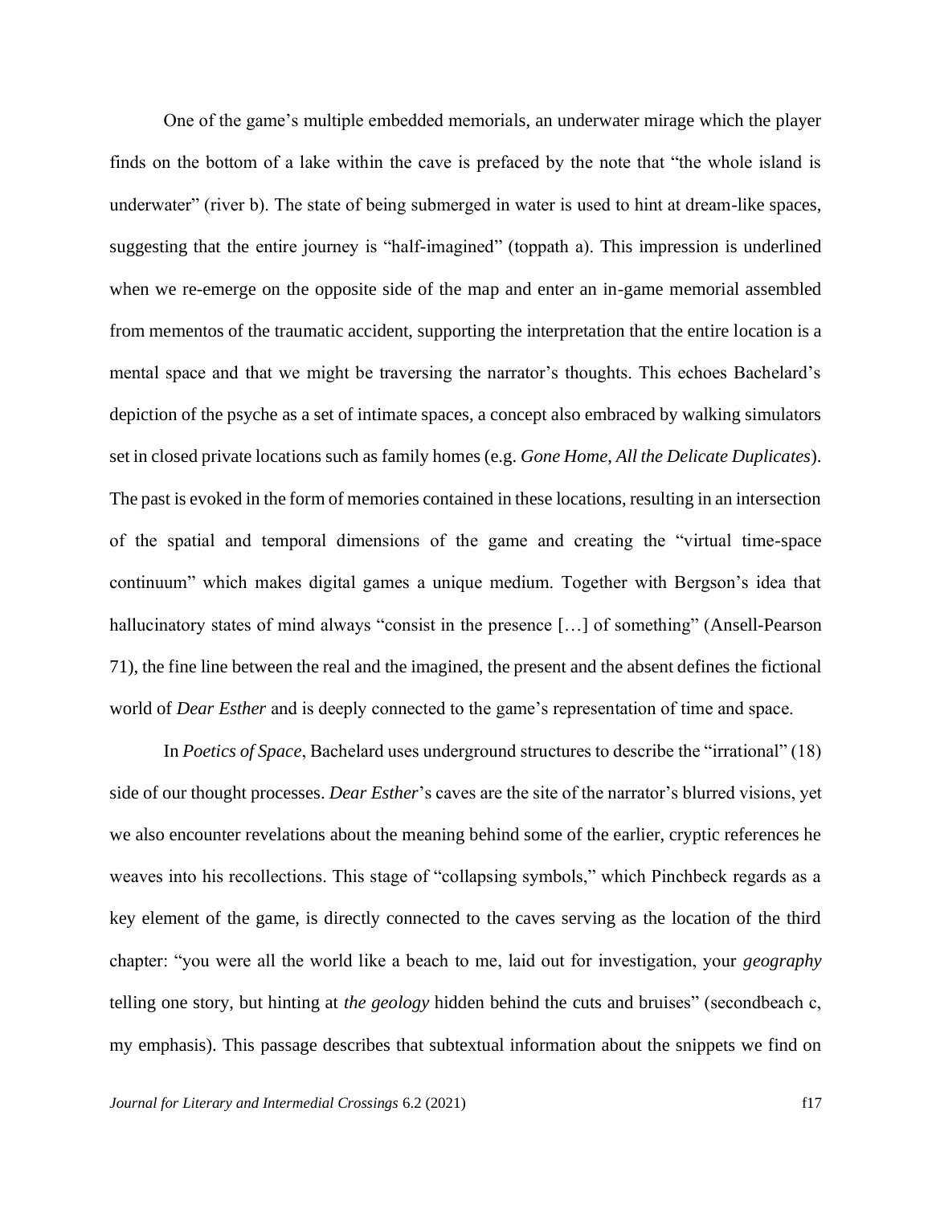One of the game's multiple embedded memorials, an underwater mirage which the player finds on the bottom of a lake within the cave is prefaced by the note that "the whole island is underwater" (river b). The state of being submerged in water is used to hint at dream-like spaces, suggesting that the entire journey is "half-imagined" (toppath a). This impression is underlined when we re-emerge on the opposite side of the map and enter an in-game memorial assembled from mementos of the traumatic accident, supporting the interpretation that the entire location is a mental space and that we might be traversing the narrator's thoughts. This echoes Bachelard's depiction of the psyche as a set of intimate spaces, a concept also embraced by walking simulators set in closed private locations such as family homes (e.g. *Gone Home*, *All the Delicate Duplicates*). The past is evoked in the form of memories contained in these locations, resulting in an intersection of the spatial and temporal dimensions of the game and creating the "virtual time-space continuum" which makes digital games a unique medium. Together with Bergson's idea that hallucinatory states of mind always "consist in the presence […] of something" (Ansell-Pearson 71), the fine line between the real and the imagined, the present and the absent defines the fictional world of *Dear Esther* and is deeply connected to the game's representation of time and space.

In *Poetics of Space*, Bachelard uses underground structures to describe the "irrational" (18) side of our thought processes. *Dear Esther*'s caves are the site of the narrator's blurred visions, yet we also encounter revelations about the meaning behind some of the earlier, cryptic references he weaves into his recollections. This stage of "collapsing symbols," which Pinchbeck regards as a key element of the game, is directly connected to the caves serving as the location of the third chapter: "you were all the world like a beach to me, laid out for investigation, your *geography* telling one story, but hinting at *the geology* hidden behind the cuts and bruises" (secondbeach c, my emphasis). This passage describes that subtextual information about the snippets we find on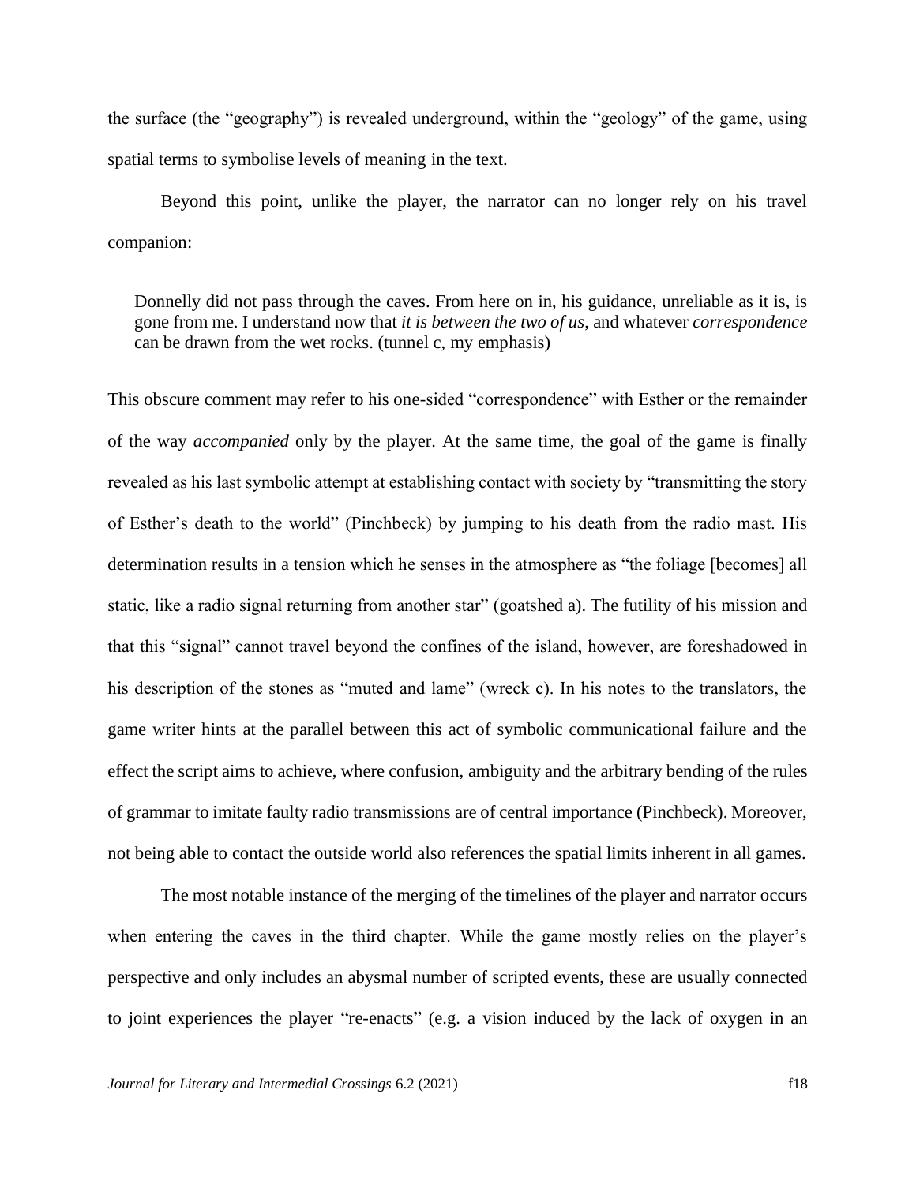the surface (the "geography") is revealed underground, within the "geology" of the game, using spatial terms to symbolise levels of meaning in the text.

Beyond this point, unlike the player, the narrator can no longer rely on his travel companion:

> Donnelly did not pass through the caves. From here on in, his guidance, unreliable as it is, is gone from me. I understand now that *it is between the two of us*, and whatever *correspondence* can be drawn from the wet rocks. (tunnel c, my emphasis)

This obscure comment may refer to his one-sided "correspondence" with Esther or the remainder of the way *accompanied* only by the player. At the same time, the goal of the game is finally revealed as his last symbolic attempt at establishing contact with society by "transmitting the story of Esther's death to the world" (Pinchbeck) by jumping to his death from the radio mast. His determination results in a tension which he senses in the atmosphere as "the foliage [becomes] all static, like a radio signal returning from another star" (goatshed a). The futility of his mission and that this "signal" cannot travel beyond the confines of the island, however, are foreshadowed in his description of the stones as "muted and lame" (wreck c). In his notes to the translators, the game writer hints at the parallel between this act of symbolic communicational failure and the effect the script aims to achieve, where confusion, ambiguity and the arbitrary bending of the rules of grammar to imitate faulty radio transmissions are of central importance (Pinchbeck). Moreover, not being able to contact the outside world also references the spatial limits inherent in all games.

The most notable instance of the merging of the timelines of the player and narrator occurs when entering the caves in the third chapter. While the game mostly relies on the player's perspective and only includes an abysmal number of scripted events, these are usually connected to joint experiences the player "re-enacts" (e.g. a vision induced by the lack of oxygen in an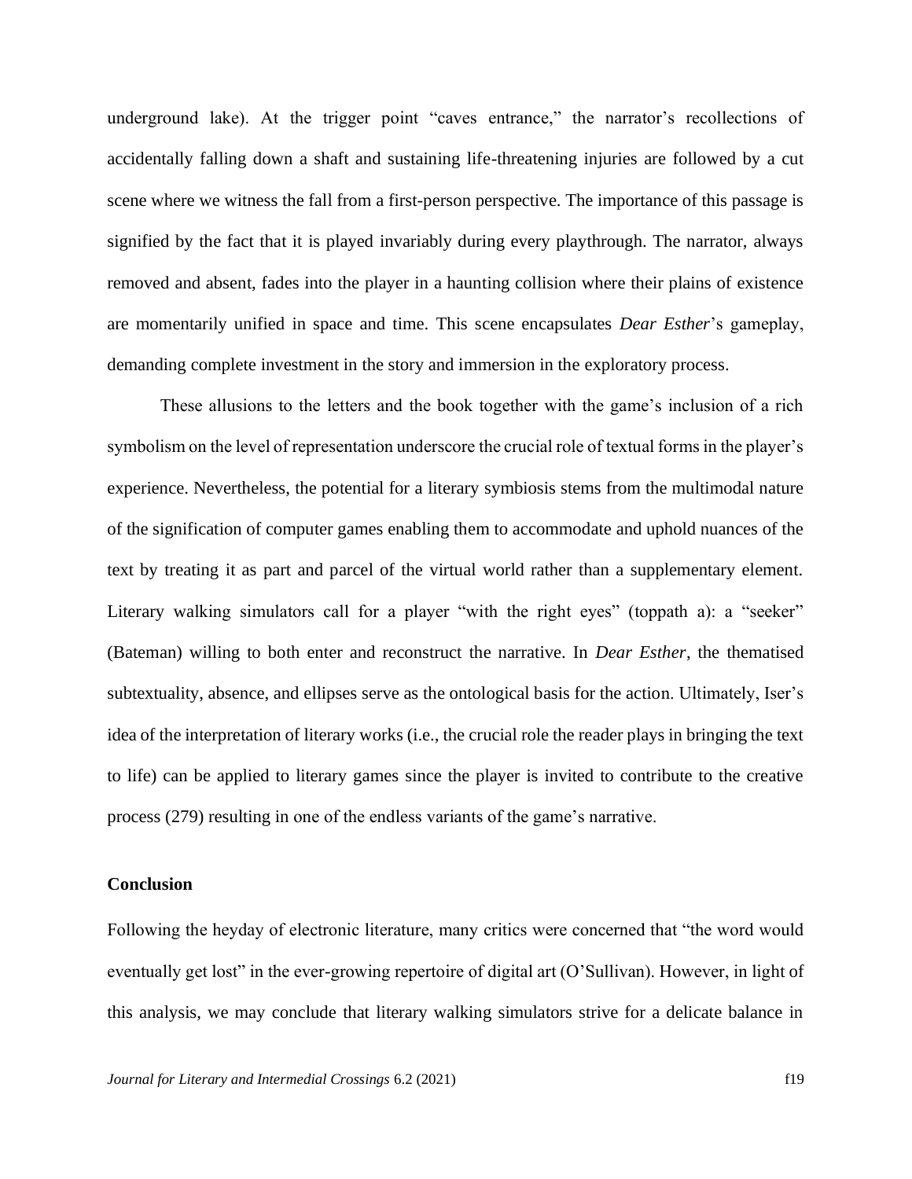underground lake). At the trigger point "caves entrance," the narrator's recollections of accidentally falling down a shaft and sustaining life-threatening injuries are followed by a cut scene where we witness the fall from a first-person perspective. The importance of this passage is signified by the fact that it is played invariably during every playthrough. The narrator, always removed and absent, fades into the player in a haunting collision where their plains of existence are momentarily unified in space and time. This scene encapsulates *Dear Esther*'s gameplay, demanding complete investment in the story and immersion in the exploratory process.

These allusions to the letters and the book together with the game's inclusion of a rich symbolism on the level of representation underscore the crucial role of textual forms in the player's experience. Nevertheless, the potential for a literary symbiosis stems from the multimodal nature of the signification of computer games enabling them to accommodate and uphold nuances of the text by treating it as part and parcel of the virtual world rather than a supplementary element. Literary walking simulators call for a player "with the right eyes" (toppath a): a "seeker" (Bateman) willing to both enter and reconstruct the narrative. In *Dear Esther*, the thematised subtextuality, absence, and ellipses serve as the ontological basis for the action. Ultimately, Iser's idea of the interpretation of literary works (i.e., the crucial role the reader plays in bringing the text to life) can be applied to literary games since the player is invited to contribute to the creative process (279) resulting in one of the endless variants of the game's narrative.

## Conclusion

Following the heyday of electronic literature, many critics were concerned that "the word would eventually get lost" in the ever-growing repertoire of digital art (O'Sullivan). However, in light of this analysis, we may conclude that literary walking simulators strive for a delicate balance in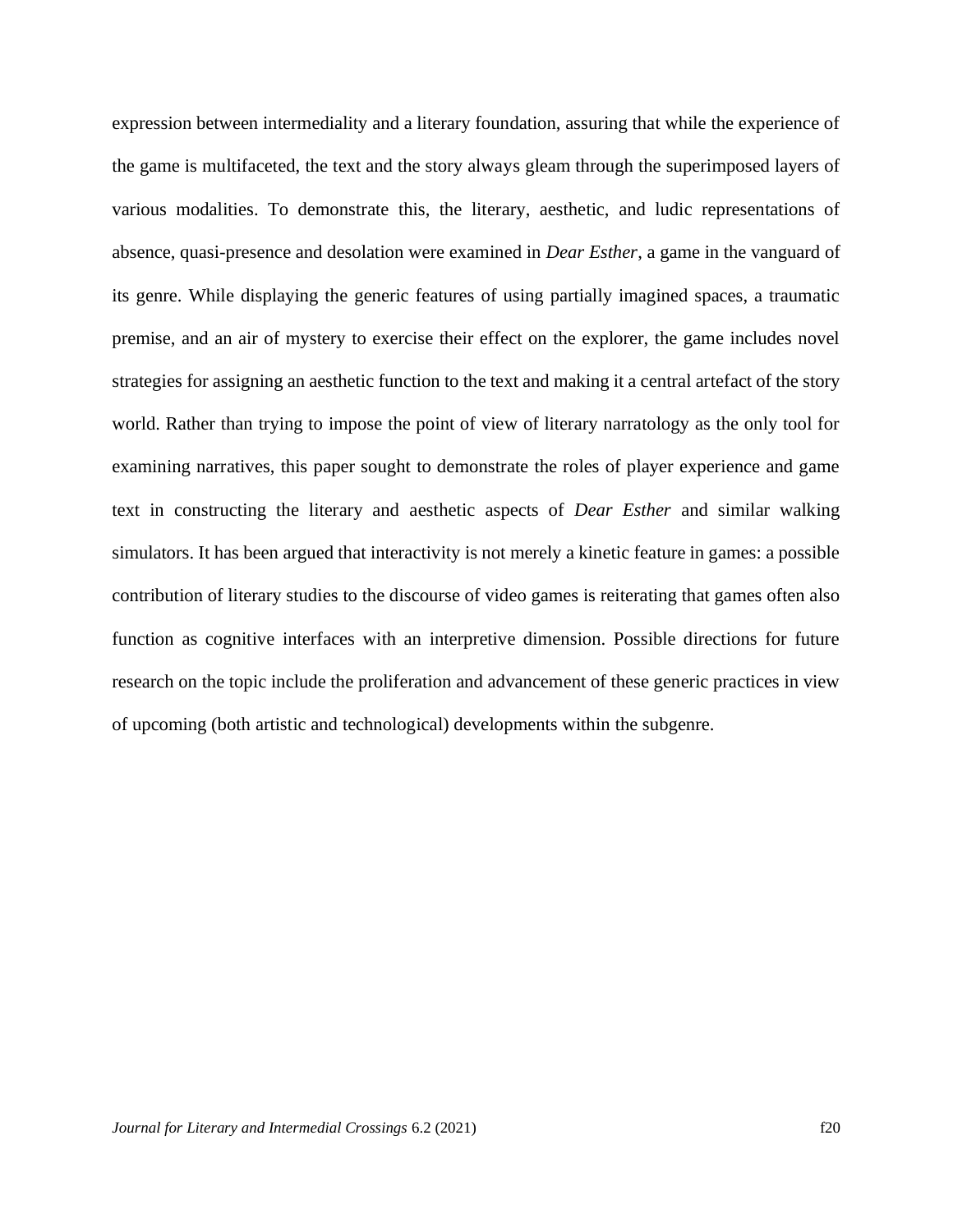expression between intermediality and a literary foundation, assuring that while the experience of the game is multifaceted, the text and the story always gleam through the superimposed layers of various modalities. To demonstrate this, the literary, aesthetic, and ludic representations of absence, quasi-presence and desolation were examined in *Dear Esther*, a game in the vanguard of its genre. While displaying the generic features of using partially imagined spaces, a traumatic premise, and an air of mystery to exercise their effect on the explorer, the game includes novel strategies for assigning an aesthetic function to the text and making it a central artefact of the story world. Rather than trying to impose the point of view of literary narratology as the only tool for examining narratives, this paper sought to demonstrate the roles of player experience and game text in constructing the literary and aesthetic aspects of *Dear Esther* and similar walking simulators. It has been argued that interactivity is not merely a kinetic feature in games: a possible contribution of literary studies to the discourse of video games is reiterating that games often also function as cognitive interfaces with an interpretive dimension. Possible directions for future research on the topic include the proliferation and advancement of these generic practices in view of upcoming (both artistic and technological) developments within the subgenre.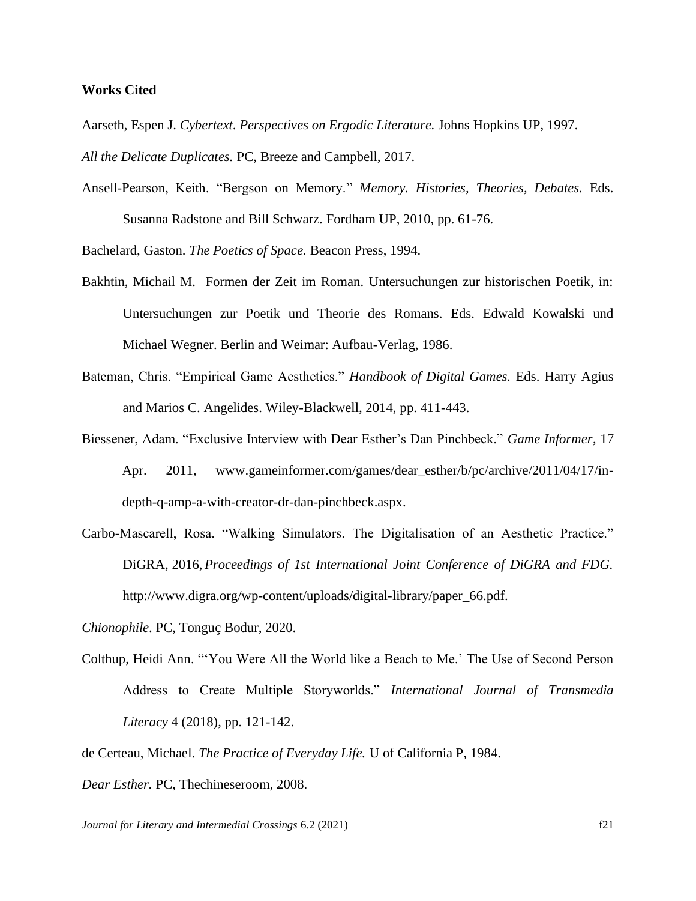**Works Cited**

Aarseth, Espen J. *Cybertext. Perspectives on Ergodic Literature.* Johns Hopkins UP, 1997.

*All the Delicate Duplicates.* PC, Breeze and Campbell, 2017.

Ansell-Pearson, Keith. "Bergson on Memory." *Memory. Histories, Theories, Debates.* Eds. Susanna Radstone and Bill Schwarz. Fordham UP, 2010, pp. 61-76.

Bachelard, Gaston. *The Poetics of Space.* Beacon Press, 1994.

Bakhtin, Michail M. Formen der Zeit im Roman. Untersuchungen zur historischen Poetik, in: Untersuchungen zur Poetik und Theorie des Romans. Eds. Edwald Kowalski und Michael Wegner. Berlin and Weimar: Aufbau-Verlag, 1986.

Bateman, Chris. "Empirical Game Aesthetics." *Handbook of Digital Games.* Eds. Harry Agius and Marios C. Angelides. Wiley-Blackwell, 2014, pp. 411-443.

Biessener, Adam. "Exclusive Interview with Dear Esther's Dan Pinchbeck." *Game Informer*, 17 Apr. 2011, www.gameinformer.com/games/dear_esther/b/pc/archive/2011/04/17/in-depth-q-amp-a-with-creator-dr-dan-pinchbeck.aspx.

Carbo-Mascarell, Rosa. "Walking Simulators. The Digitalisation of an Aesthetic Practice." DiGRA, 2016, *Proceedings of 1st International Joint Conference of DiGRA and FDG.* http://www.digra.org/wp-content/uploads/digital-library/paper_66.pdf.

*Chionophile*. PC, Tonguç Bodur, 2020.

Colthup, Heidi Ann. "'You Were All the World like a Beach to Me.' The Use of Second Person Address to Create Multiple Storyworlds." *International Journal of Transmedia Literacy* 4 (2018), pp. 121-142.

de Certeau, Michael. *The Practice of Everyday Life.* U of California P, 1984.

*Dear Esther.* PC, Thechineseroom, 2008.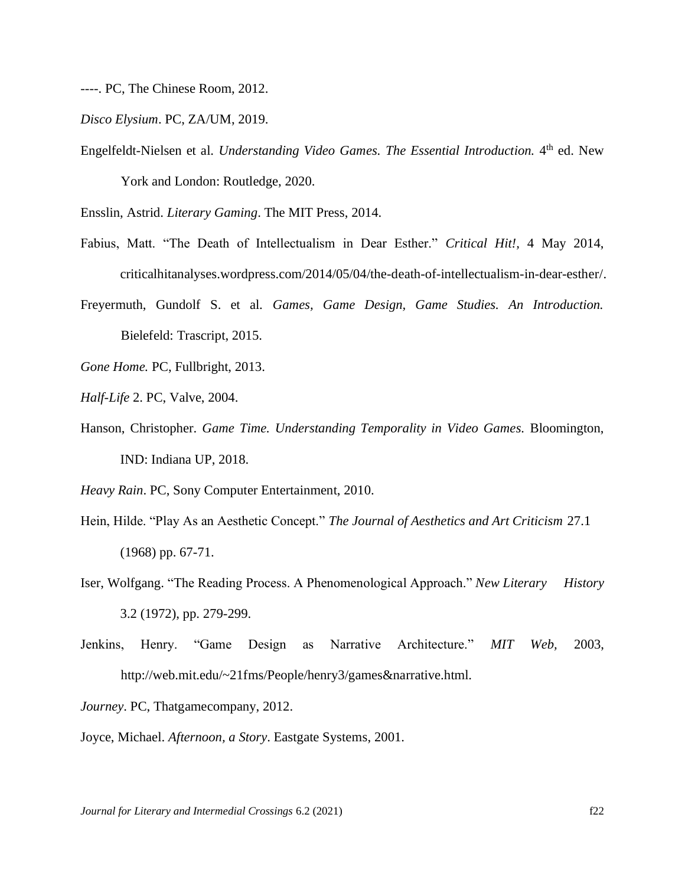----. PC, The Chinese Room, 2012.

*Disco Elysium*. PC, ZA/UM, 2019.

Engelfeldt-Nielsen et al. *Understanding Video Games. The Essential Introduction.* 4th ed. New York and London: Routledge, 2020.

Ensslin, Astrid. *Literary Gaming*. The MIT Press, 2014.

Fabius, Matt. "The Death of Intellectualism in Dear Esther." *Critical Hit!,* 4 May 2014, criticalhitanalyses.wordpress.com/2014/05/04/the-death-of-intellectualism-in-dear-esther/.

Freyermuth, Gundolf S. et al. *Games, Game Design, Game Studies. An Introduction.* Bielefeld: Trascript, 2015.

*Gone Home.* PC, Fullbright, 2013.

*Half-Life* 2. PC, Valve, 2004.

Hanson, Christopher. *Game Time. Understanding Temporality in Video Games*. Bloomington, IND: Indiana UP, 2018.

*Heavy Rain*. PC, Sony Computer Entertainment, 2010.

Hein, Hilde. "Play As an Aesthetic Concept." *The Journal of Aesthetics and Art Criticism* 27.1 (1968) pp. 67-71.

Iser, Wolfgang. "The Reading Process. A Phenomenological Approach." *New Literary History* 3.2 (1972), pp. 279-299.

Jenkins, Henry. "Game Design as Narrative Architecture." *MIT Web,* 2003, http://web.mit.edu/~21fms/People/henry3/games&narrative.html.

*Journey*. PC, Thatgamecompany, 2012.

Joyce, Michael. *Afternoon, a Story*. Eastgate Systems, 2001.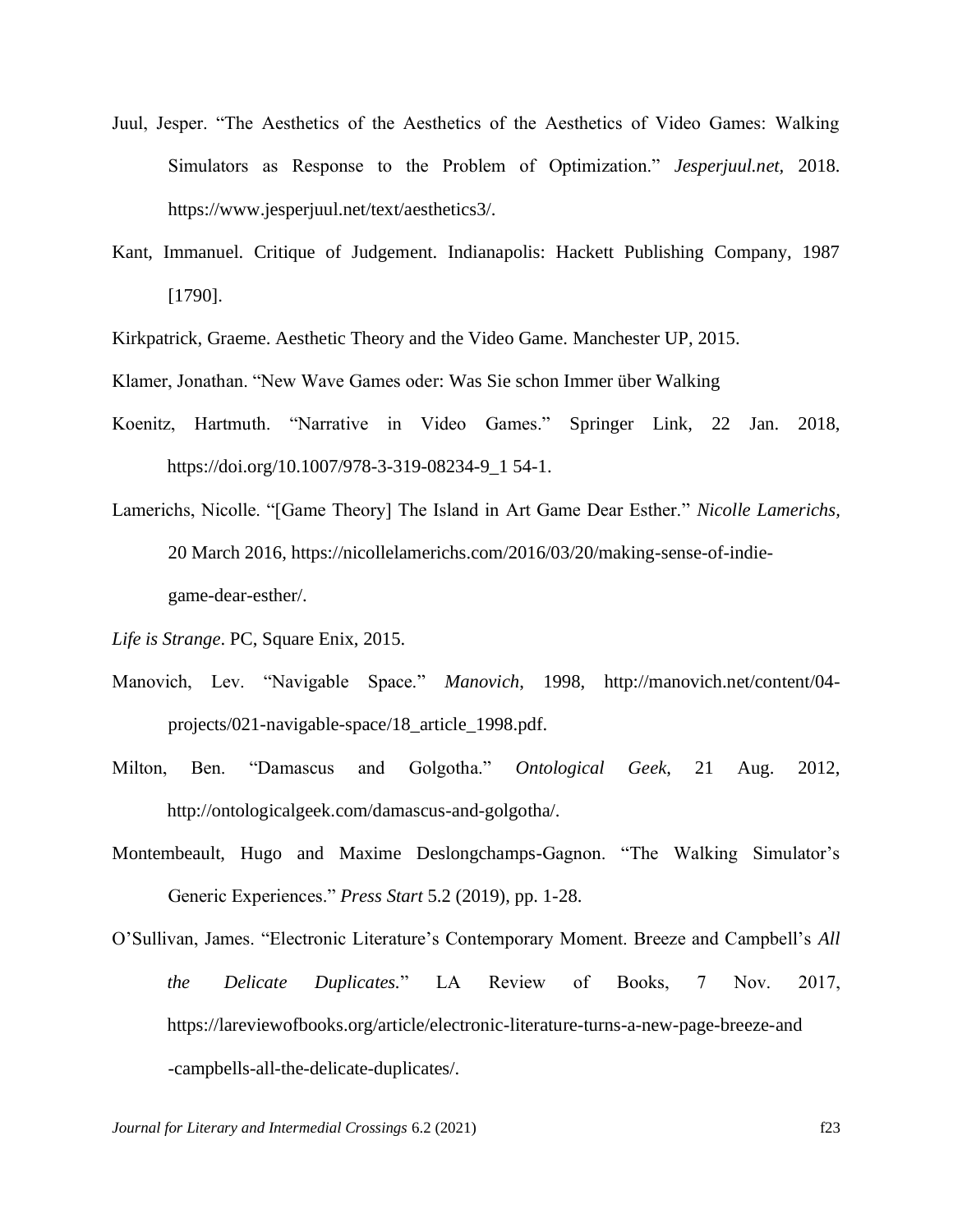Juul, Jesper. "The Aesthetics of the Aesthetics of the Aesthetics of Video Games: Walking Simulators as Response to the Problem of Optimization." *Jesperjuul.net*, 2018. https://www.jesperjuul.net/text/aesthetics3/.

Kant, Immanuel. Critique of Judgement. Indianapolis: Hackett Publishing Company, 1987 [1790].

Kirkpatrick, Graeme. Aesthetic Theory and the Video Game. Manchester UP, 2015.

Klamer, Jonathan. "New Wave Games oder: Was Sie schon Immer über Walking

Koenitz, Hartmuth. "Narrative in Video Games." Springer Link, 22 Jan. 2018, https://doi.org/10.1007/978-3-319-08234-9_1 54-1.

Lamerichs, Nicolle. "[Game Theory] The Island in Art Game Dear Esther." *Nicolle Lamerichs*, 20 March 2016, https://nicollelamerichs.com/2016/03/20/making-sense-of-indie-game-dear-esther/.

*Life is Strange*. PC, Square Enix, 2015.

Manovich, Lev. "Navigable Space." *Manovich*, 1998, http://manovich.net/content/04-projects/021-navigable-space/18_article_1998.pdf.

Milton, Ben. "Damascus and Golgotha." *Ontological Geek*, 21 Aug. 2012, http://ontologicalgeek.com/damascus-and-golgotha/.

Montembeault, Hugo and Maxime Deslongchamps-Gagnon. "The Walking Simulator's Generic Experiences." *Press Start* 5.2 (2019), pp. 1-28.

O'Sullivan, James. "Electronic Literature's Contemporary Moment. Breeze and Campbell's *All the Delicate Duplicates.*" LA Review of Books, 7 Nov. 2017, https://lareviewofbooks.org/article/electronic-literature-turns-a-new-page-breeze-and-campbells-all-the-delicate-duplicates/.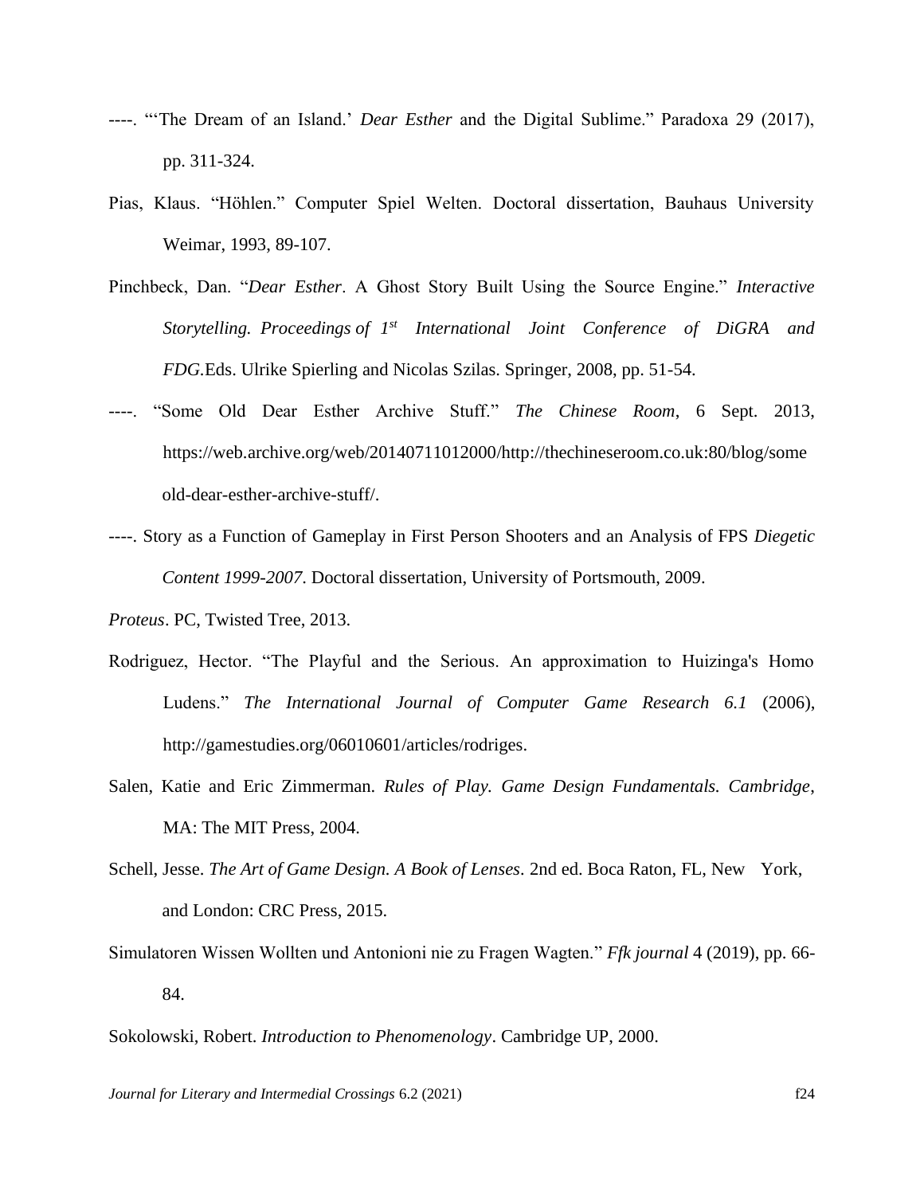----. "'The Dream of an Island.' *Dear Esther* and the Digital Sublime." Paradoxa 29 (2017), pp. 311-324.

Pias, Klaus. "Höhlen." Computer Spiel Welten. Doctoral dissertation, Bauhaus University Weimar, 1993, 89-107.

Pinchbeck, Dan. "*Dear Esther*. A Ghost Story Built Using the Source Engine." *Interactive Storytelling. Proceedings of 1st International Joint Conference of DiGRA and FDG.*Eds. Ulrike Spierling and Nicolas Szilas. Springer, 2008, pp. 51-54.

----. "Some Old Dear Esther Archive Stuff." *The Chinese Room*, 6 Sept. 2013, https://web.archive.org/web/20140711012000/http://thechineseroom.co.uk:80/blog/some old-dear-esther-archive-stuff/.

----. Story as a Function of Gameplay in First Person Shooters and an Analysis of FPS *Diegetic Content 1999-2007*. Doctoral dissertation, University of Portsmouth, 2009.

*Proteus*. PC, Twisted Tree, 2013.

Rodriguez, Hector. "The Playful and the Serious. An approximation to Huizinga's Homo Ludens." *The International Journal of Computer Game Research 6.1* (2006), http://gamestudies.org/06010601/articles/rodriges.

Salen, Katie and Eric Zimmerman. *Rules of Play. Game Design Fundamentals. Cambridge*, MA: The MIT Press, 2004.

Schell, Jesse. *The Art of Game Design. A Book of Lenses*. 2nd ed. Boca Raton, FL, New York, and London: CRC Press, 2015.

Simulatoren Wissen Wollten und Antonioni nie zu Fragen Wagten." *Ffk journal* 4 (2019), pp. 66-84.

Sokolowski, Robert. *Introduction to Phenomenology*. Cambridge UP, 2000.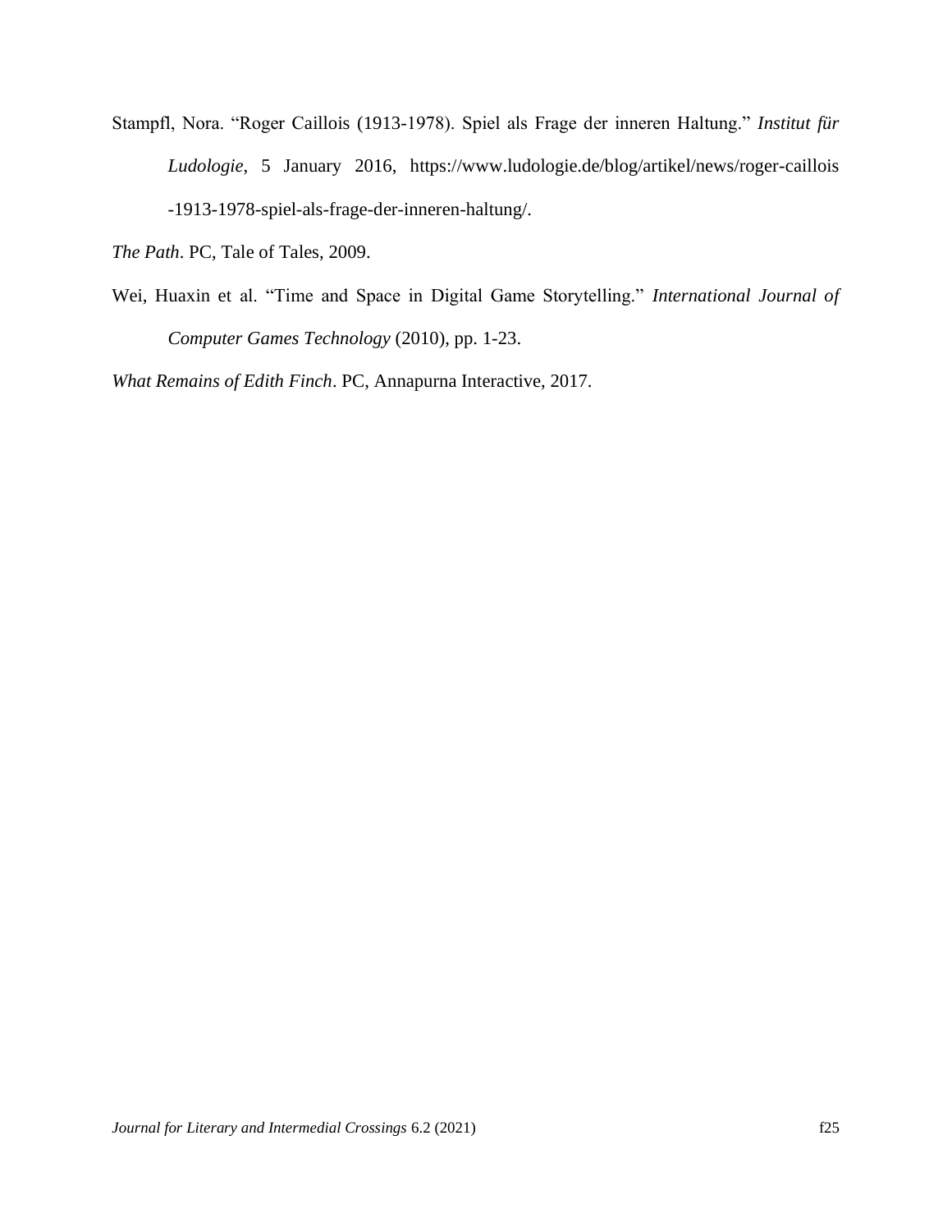Stampfl, Nora. "Roger Caillois (1913-1978). Spiel als Frage der inneren Haltung." *Institut für Ludologie*, 5 January 2016, https://www.ludologie.de/blog/artikel/news/roger-caillois-1913-1978-spiel-als-frage-der-inneren-haltung/.

*The Path*. PC, Tale of Tales, 2009.

Wei, Huaxin et al. "Time and Space in Digital Game Storytelling." *International Journal of Computer Games Technology* (2010), pp. 1-23.

*What Remains of Edith Finch*. PC, Annapurna Interactive, 2017.